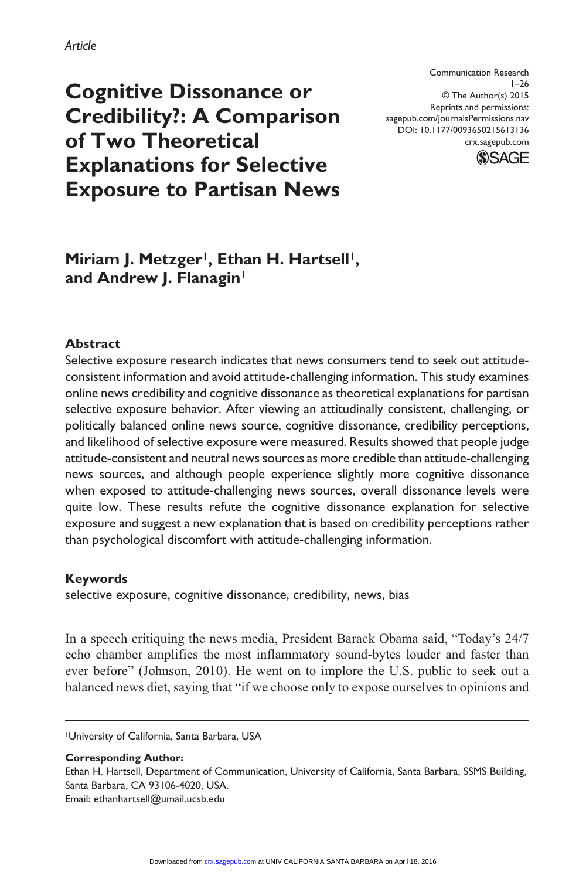*Article*

# Cognitive Dissonance or Credibility?: A Comparison of Two Theoretical Explanations for Selective Exposure to Partisan News

Communication Research
1–26
© The Author(s) 2015
Reprints and permissions:
sagepub.com/journalsPermissions.nav
DOI: 10.1177/0093650215613136
crx.sagepub.com

**Miriam J. Metzger[1], Ethan H. Hartsell[1], and Andrew J. Flanagin[1]**

## Abstract

Selective exposure research indicates that news consumers tend to seek out attitude-consistent information and avoid attitude-challenging information. This study examines online news credibility and cognitive dissonance as theoretical explanations for partisan selective exposure behavior. After viewing an attitudinally consistent, challenging, or politically balanced online news source, cognitive dissonance, credibility perceptions, and likelihood of selective exposure were measured. Results showed that people judge attitude-consistent and neutral news sources as more credible than attitude-challenging news sources, and although people experience slightly more cognitive dissonance when exposed to attitude-challenging news sources, overall dissonance levels were quite low. These results refute the cognitive dissonance explanation for selective exposure and suggest a new explanation that is based on credibility perceptions rather than psychological discomfort with attitude-challenging information.

## Keywords

selective exposure, cognitive dissonance, credibility, news, bias

In a speech critiquing the news media, President Barack Obama said, "Today's 24/7 echo chamber amplifies the most inflammatory sound-bytes louder and faster than ever before" (Johnson, 2010). He went on to implore the U.S. public to seek out a balanced news diet, saying that "if we choose only to expose ourselves to opinions and

[1]University of California, Santa Barbara, USA

**Corresponding Author:**
Ethan H. Hartsell, Department of Communication, University of California, Santa Barbara, SSMS Building, Santa Barbara, CA 93106-4020, USA.
Email: ethanhartsell@umail.ucsb.edu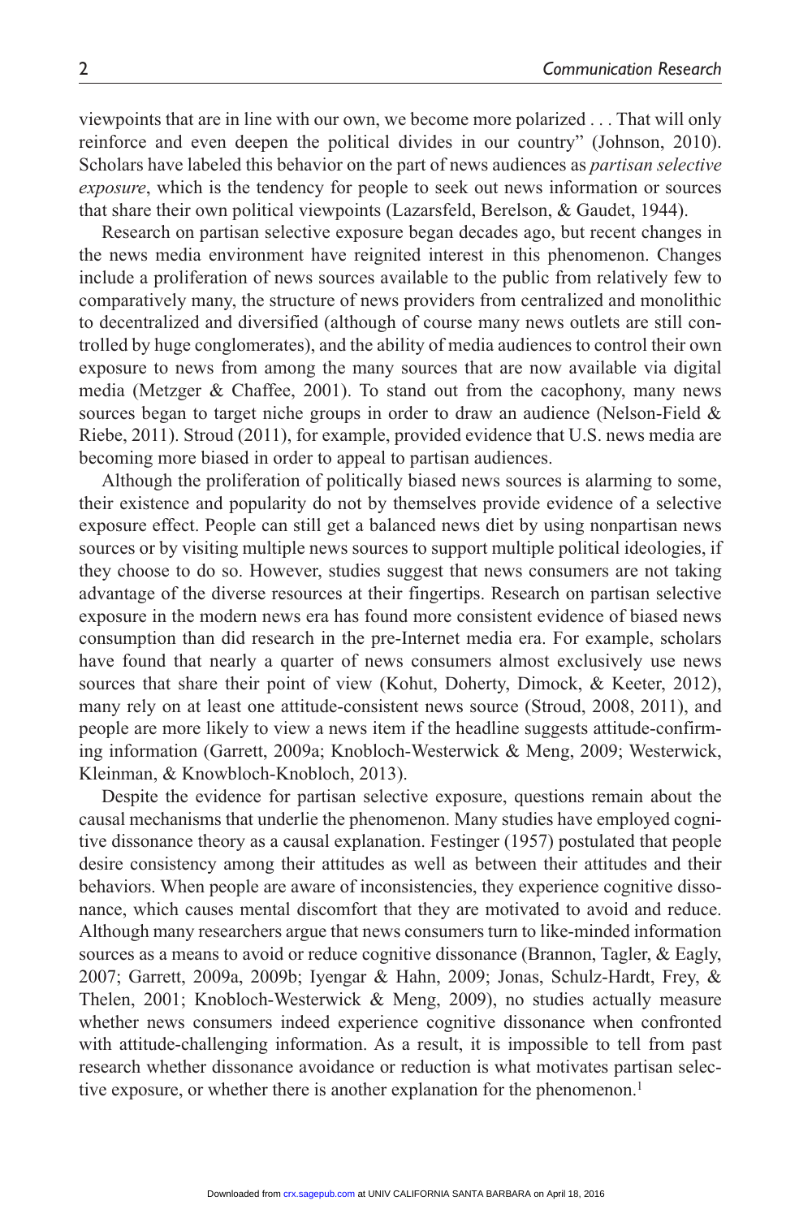viewpoints that are in line with our own, we become more polarized . . . That will only reinforce and even deepen the political divides in our country" (Johnson, 2010). Scholars have labeled this behavior on the part of news audiences as *partisan selective exposure*, which is the tendency for people to seek out news information or sources that share their own political viewpoints (Lazarsfeld, Berelson, & Gaudet, 1944).

Research on partisan selective exposure began decades ago, but recent changes in the news media environment have reignited interest in this phenomenon. Changes include a proliferation of news sources available to the public from relatively few to comparatively many, the structure of news providers from centralized and monolithic to decentralized and diversified (although of course many news outlets are still controlled by huge conglomerates), and the ability of media audiences to control their own exposure to news from among the many sources that are now available via digital media (Metzger & Chaffee, 2001). To stand out from the cacophony, many news sources began to target niche groups in order to draw an audience (Nelson-Field & Riebe, 2011). Stroud (2011), for example, provided evidence that U.S. news media are becoming more biased in order to appeal to partisan audiences.

Although the proliferation of politically biased news sources is alarming to some, their existence and popularity do not by themselves provide evidence of a selective exposure effect. People can still get a balanced news diet by using nonpartisan news sources or by visiting multiple news sources to support multiple political ideologies, if they choose to do so. However, studies suggest that news consumers are not taking advantage of the diverse resources at their fingertips. Research on partisan selective exposure in the modern news era has found more consistent evidence of biased news consumption than did research in the pre-Internet media era. For example, scholars have found that nearly a quarter of news consumers almost exclusively use news sources that share their point of view (Kohut, Doherty, Dimock, & Keeter, 2012), many rely on at least one attitude-consistent news source (Stroud, 2008, 2011), and people are more likely to view a news item if the headline suggests attitude-confirming information (Garrett, 2009a; Knobloch-Westerwick & Meng, 2009; Westerwick, Kleinman, & Knowbloch-Knobloch, 2013).

Despite the evidence for partisan selective exposure, questions remain about the causal mechanisms that underlie the phenomenon. Many studies have employed cognitive dissonance theory as a causal explanation. Festinger (1957) postulated that people desire consistency among their attitudes as well as between their attitudes and their behaviors. When people are aware of inconsistencies, they experience cognitive dissonance, which causes mental discomfort that they are motivated to avoid and reduce. Although many researchers argue that news consumers turn to like-minded information sources as a means to avoid or reduce cognitive dissonance (Brannon, Tagler, & Eagly, 2007; Garrett, 2009a, 2009b; Iyengar & Hahn, 2009; Jonas, Schulz-Hardt, Frey, & Thelen, 2001; Knobloch-Westerwick & Meng, 2009), no studies actually measure whether news consumers indeed experience cognitive dissonance when confronted with attitude-challenging information. As a result, it is impossible to tell from past research whether dissonance avoidance or reduction is what motivates partisan selective exposure, or whether there is another explanation for the phenomenon.[1]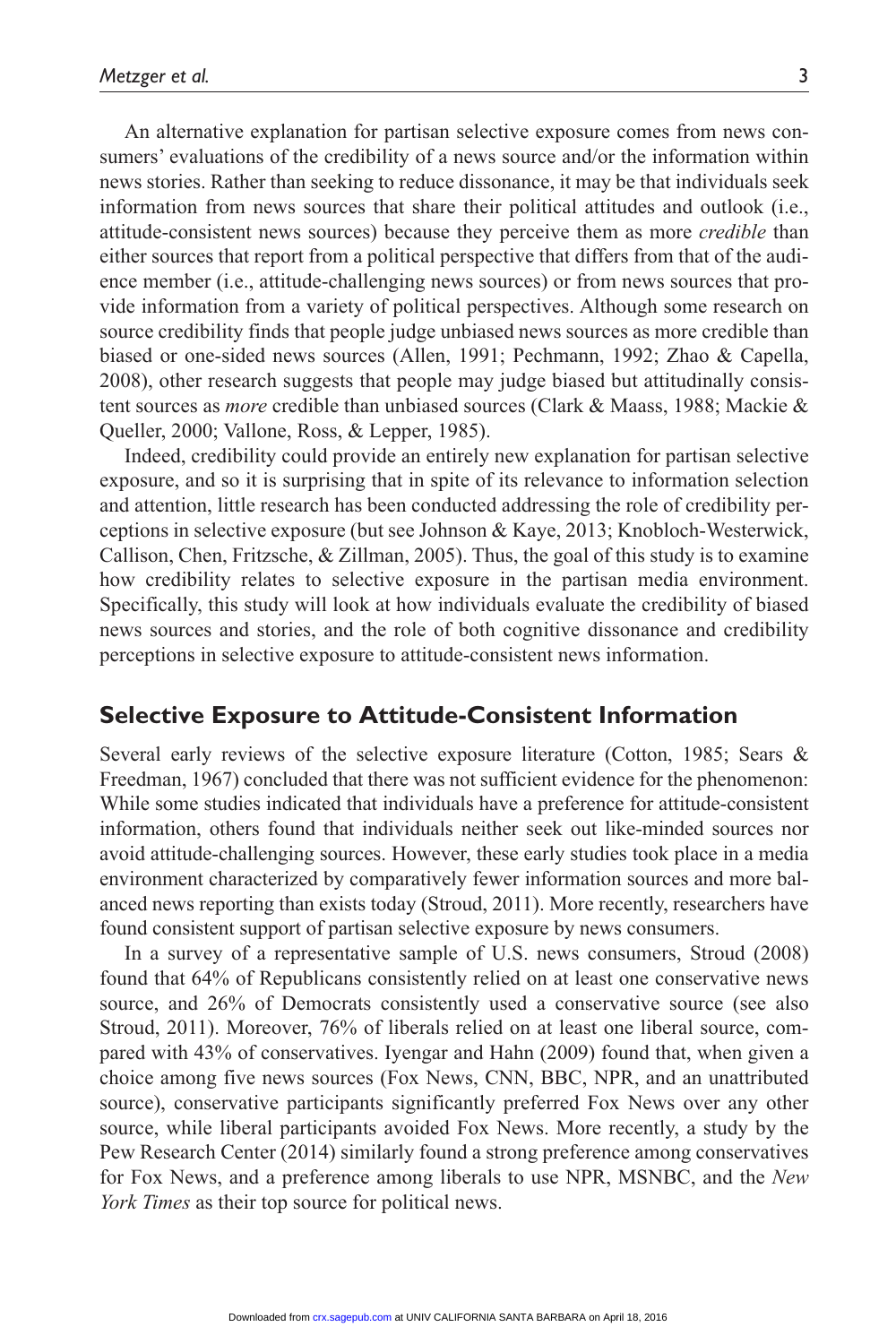An alternative explanation for partisan selective exposure comes from news consumers' evaluations of the credibility of a news source and/or the information within news stories. Rather than seeking to reduce dissonance, it may be that individuals seek information from news sources that share their political attitudes and outlook (i.e., attitude-consistent news sources) because they perceive them as more *credible* than either sources that report from a political perspective that differs from that of the audience member (i.e., attitude-challenging news sources) or from news sources that provide information from a variety of political perspectives. Although some research on source credibility finds that people judge unbiased news sources as more credible than biased or one-sided news sources (Allen, 1991; Pechmann, 1992; Zhao & Capella, 2008), other research suggests that people may judge biased but attitudinally consistent sources as *more* credible than unbiased sources (Clark & Maass, 1988; Mackie & Queller, 2000; Vallone, Ross, & Lepper, 1985).

Indeed, credibility could provide an entirely new explanation for partisan selective exposure, and so it is surprising that in spite of its relevance to information selection and attention, little research has been conducted addressing the role of credibility perceptions in selective exposure (but see Johnson & Kaye, 2013; Knobloch-Westerwick, Callison, Chen, Fritzsche, & Zillman, 2005). Thus, the goal of this study is to examine how credibility relates to selective exposure in the partisan media environment. Specifically, this study will look at how individuals evaluate the credibility of biased news sources and stories, and the role of both cognitive dissonance and credibility perceptions in selective exposure to attitude-consistent news information.

## Selective Exposure to Attitude-Consistent Information

Several early reviews of the selective exposure literature (Cotton, 1985; Sears & Freedman, 1967) concluded that there was not sufficient evidence for the phenomenon: While some studies indicated that individuals have a preference for attitude-consistent information, others found that individuals neither seek out like-minded sources nor avoid attitude-challenging sources. However, these early studies took place in a media environment characterized by comparatively fewer information sources and more balanced news reporting than exists today (Stroud, 2011). More recently, researchers have found consistent support of partisan selective exposure by news consumers.

In a survey of a representative sample of U.S. news consumers, Stroud (2008) found that 64% of Republicans consistently relied on at least one conservative news source, and 26% of Democrats consistently used a conservative source (see also Stroud, 2011). Moreover, 76% of liberals relied on at least one liberal source, compared with 43% of conservatives. Iyengar and Hahn (2009) found that, when given a choice among five news sources (Fox News, CNN, BBC, NPR, and an unattributed source), conservative participants significantly preferred Fox News over any other source, while liberal participants avoided Fox News. More recently, a study by the Pew Research Center (2014) similarly found a strong preference among conservatives for Fox News, and a preference among liberals to use NPR, MSNBC, and the *New York Times* as their top source for political news.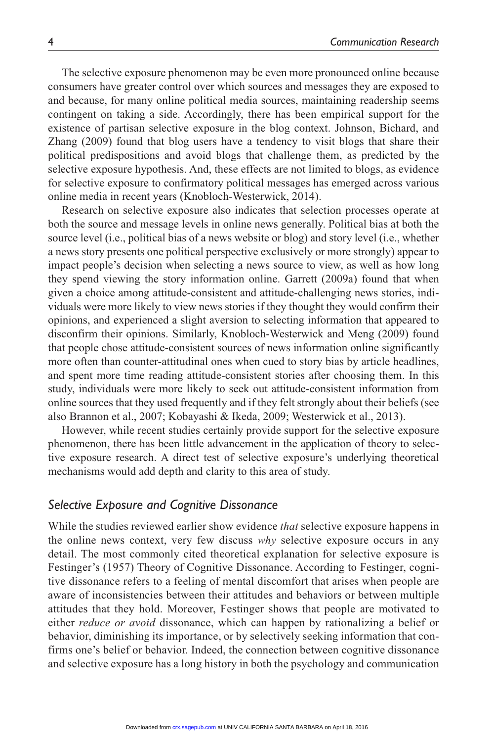The selective exposure phenomenon may be even more pronounced online because consumers have greater control over which sources and messages they are exposed to and because, for many online political media sources, maintaining readership seems contingent on taking a side. Accordingly, there has been empirical support for the existence of partisan selective exposure in the blog context. Johnson, Bichard, and Zhang (2009) found that blog users have a tendency to visit blogs that share their political predispositions and avoid blogs that challenge them, as predicted by the selective exposure hypothesis. And, these effects are not limited to blogs, as evidence for selective exposure to confirmatory political messages has emerged across various online media in recent years (Knobloch-Westerwick, 2014).

Research on selective exposure also indicates that selection processes operate at both the source and message levels in online news generally. Political bias at both the source level (i.e., political bias of a news website or blog) and story level (i.e., whether a news story presents one political perspective exclusively or more strongly) appear to impact people's decision when selecting a news source to view, as well as how long they spend viewing the story information online. Garrett (2009a) found that when given a choice among attitude-consistent and attitude-challenging news stories, individuals were more likely to view news stories if they thought they would confirm their opinions, and experienced a slight aversion to selecting information that appeared to disconfirm their opinions. Similarly, Knobloch-Westerwick and Meng (2009) found that people chose attitude-consistent sources of news information online significantly more often than counter-attitudinal ones when cued to story bias by article headlines, and spent more time reading attitude-consistent stories after choosing them. In this study, individuals were more likely to seek out attitude-consistent information from online sources that they used frequently and if they felt strongly about their beliefs (see also Brannon et al., 2007; Kobayashi & Ikeda, 2009; Westerwick et al., 2013).

However, while recent studies certainly provide support for the selective exposure phenomenon, there has been little advancement in the application of theory to selective exposure research. A direct test of selective exposure's underlying theoretical mechanisms would add depth and clarity to this area of study.

## *Selective Exposure and Cognitive Dissonance*

While the studies reviewed earlier show evidence *that* selective exposure happens in the online news context, very few discuss *why* selective exposure occurs in any detail. The most commonly cited theoretical explanation for selective exposure is Festinger's (1957) Theory of Cognitive Dissonance. According to Festinger, cognitive dissonance refers to a feeling of mental discomfort that arises when people are aware of inconsistencies between their attitudes and behaviors or between multiple attitudes that they hold. Moreover, Festinger shows that people are motivated to either *reduce or avoid* dissonance, which can happen by rationalizing a belief or behavior, diminishing its importance, or by selectively seeking information that confirms one's belief or behavior. Indeed, the connection between cognitive dissonance and selective exposure has a long history in both the psychology and communication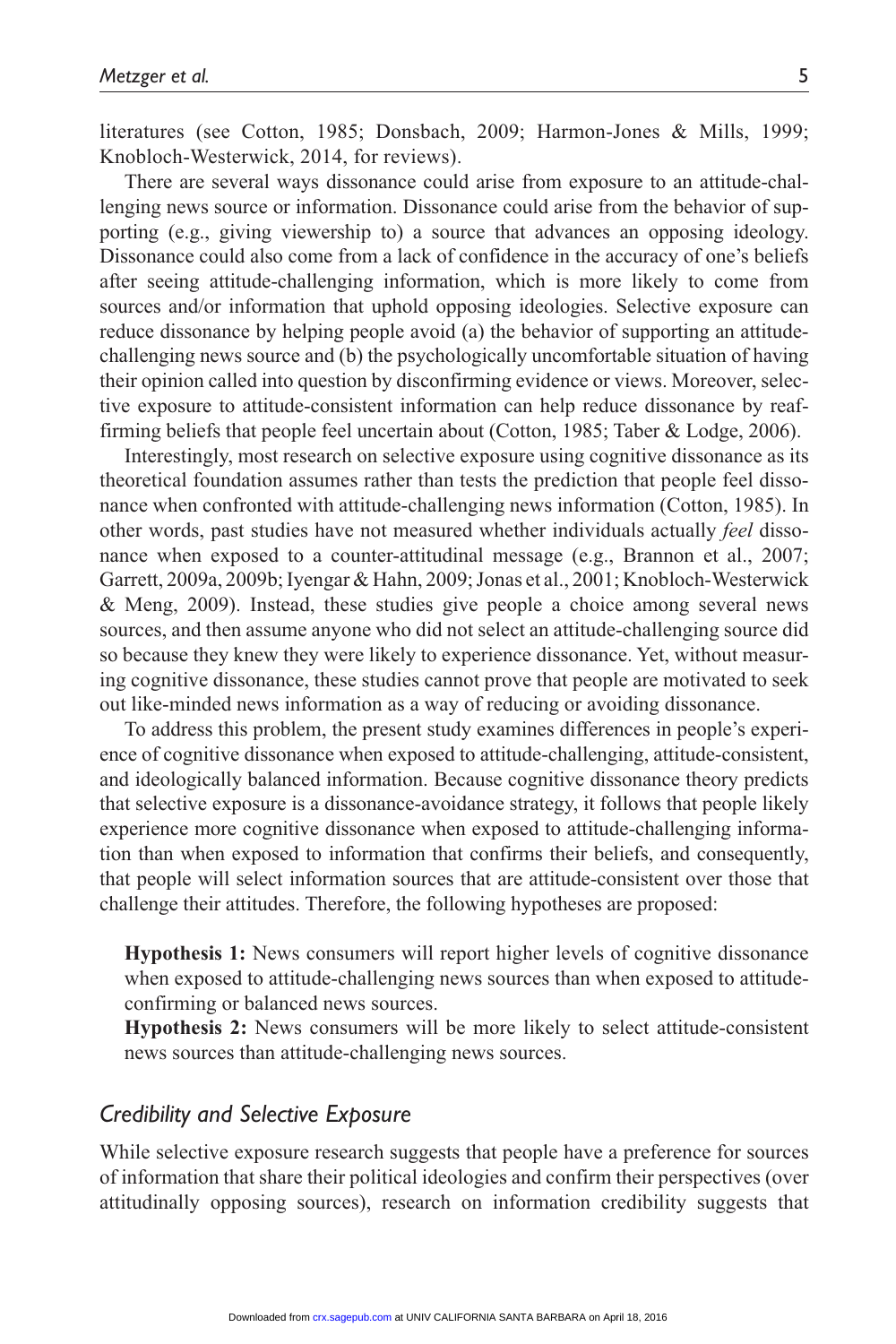literatures (see Cotton, 1985; Donsbach, 2009; Harmon-Jones & Mills, 1999; Knobloch-Westerwick, 2014, for reviews).

There are several ways dissonance could arise from exposure to an attitude-challenging news source or information. Dissonance could arise from the behavior of supporting (e.g., giving viewership to) a source that advances an opposing ideology. Dissonance could also come from a lack of confidence in the accuracy of one's beliefs after seeing attitude-challenging information, which is more likely to come from sources and/or information that uphold opposing ideologies. Selective exposure can reduce dissonance by helping people avoid (a) the behavior of supporting an attitude-challenging news source and (b) the psychologically uncomfortable situation of having their opinion called into question by disconfirming evidence or views. Moreover, selective exposure to attitude-consistent information can help reduce dissonance by reaffirming beliefs that people feel uncertain about (Cotton, 1985; Taber & Lodge, 2006).

Interestingly, most research on selective exposure using cognitive dissonance as its theoretical foundation assumes rather than tests the prediction that people feel dissonance when confronted with attitude-challenging news information (Cotton, 1985). In other words, past studies have not measured whether individuals actually *feel* dissonance when exposed to a counter-attitudinal message (e.g., Brannon et al., 2007; Garrett, 2009a, 2009b; Iyengar & Hahn, 2009; Jonas et al., 2001; Knobloch-Westerwick & Meng, 2009). Instead, these studies give people a choice among several news sources, and then assume anyone who did not select an attitude-challenging source did so because they knew they were likely to experience dissonance. Yet, without measuring cognitive dissonance, these studies cannot prove that people are motivated to seek out like-minded news information as a way of reducing or avoiding dissonance.

To address this problem, the present study examines differences in people's experience of cognitive dissonance when exposed to attitude-challenging, attitude-consistent, and ideologically balanced information. Because cognitive dissonance theory predicts that selective exposure is a dissonance-avoidance strategy, it follows that people likely experience more cognitive dissonance when exposed to attitude-challenging information than when exposed to information that confirms their beliefs, and consequently, that people will select information sources that are attitude-consistent over those that challenge their attitudes. Therefore, the following hypotheses are proposed:

**Hypothesis 1:** News consumers will report higher levels of cognitive dissonance when exposed to attitude-challenging news sources than when exposed to attitude-confirming or balanced news sources.

**Hypothesis 2:** News consumers will be more likely to select attitude-consistent news sources than attitude-challenging news sources.

## *Credibility and Selective Exposure*

While selective exposure research suggests that people have a preference for sources of information that share their political ideologies and confirm their perspectives (over attitudinally opposing sources), research on information credibility suggests that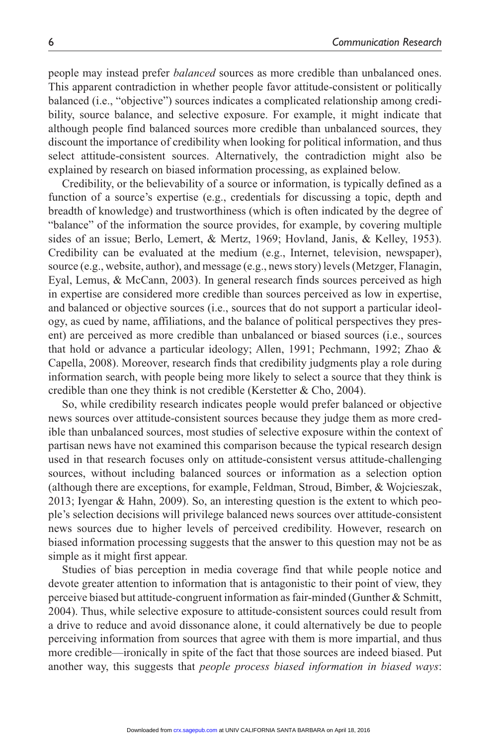people may instead prefer *balanced* sources as more credible than unbalanced ones. This apparent contradiction in whether people favor attitude-consistent or politically balanced (i.e., "objective") sources indicates a complicated relationship among credibility, source balance, and selective exposure. For example, it might indicate that although people find balanced sources more credible than unbalanced sources, they discount the importance of credibility when looking for political information, and thus select attitude-consistent sources. Alternatively, the contradiction might also be explained by research on biased information processing, as explained below.

Credibility, or the believability of a source or information, is typically defined as a function of a source's expertise (e.g., credentials for discussing a topic, depth and breadth of knowledge) and trustworthiness (which is often indicated by the degree of "balance" of the information the source provides, for example, by covering multiple sides of an issue; Berlo, Lemert, & Mertz, 1969; Hovland, Janis, & Kelley, 1953). Credibility can be evaluated at the medium (e.g., Internet, television, newspaper), source (e.g., website, author), and message (e.g., news story) levels (Metzger, Flanagin, Eyal, Lemus, & McCann, 2003). In general research finds sources perceived as high in expertise are considered more credible than sources perceived as low in expertise, and balanced or objective sources (i.e., sources that do not support a particular ideology, as cued by name, affiliations, and the balance of political perspectives they present) are perceived as more credible than unbalanced or biased sources (i.e., sources that hold or advance a particular ideology; Allen, 1991; Pechmann, 1992; Zhao & Capella, 2008). Moreover, research finds that credibility judgments play a role during information search, with people being more likely to select a source that they think is credible than one they think is not credible (Kerstetter & Cho, 2004).

So, while credibility research indicates people would prefer balanced or objective news sources over attitude-consistent sources because they judge them as more credible than unbalanced sources, most studies of selective exposure within the context of partisan news have not examined this comparison because the typical research design used in that research focuses only on attitude-consistent versus attitude-challenging sources, without including balanced sources or information as a selection option (although there are exceptions, for example, Feldman, Stroud, Bimber, & Wojcieszak, 2013; Iyengar & Hahn, 2009). So, an interesting question is the extent to which people's selection decisions will privilege balanced news sources over attitude-consistent news sources due to higher levels of perceived credibility. However, research on biased information processing suggests that the answer to this question may not be as simple as it might first appear.

Studies of bias perception in media coverage find that while people notice and devote greater attention to information that is antagonistic to their point of view, they perceive biased but attitude-congruent information as fair-minded (Gunther & Schmitt, 2004). Thus, while selective exposure to attitude-consistent sources could result from a drive to reduce and avoid dissonance alone, it could alternatively be due to people perceiving information from sources that agree with them is more impartial, and thus more credible—ironically in spite of the fact that those sources are indeed biased. Put another way, this suggests that *people process biased information in biased ways*: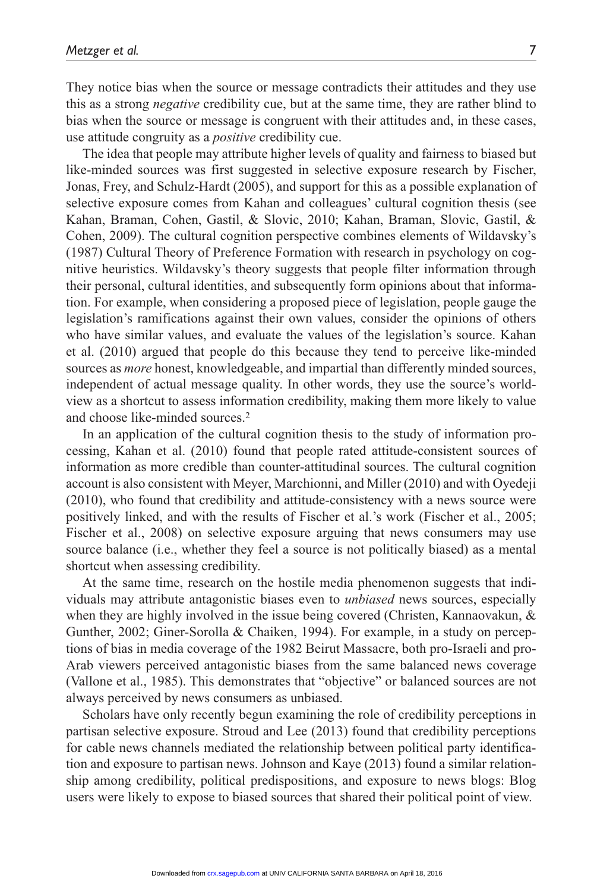They notice bias when the source or message contradicts their attitudes and they use this as a strong *negative* credibility cue, but at the same time, they are rather blind to bias when the source or message is congruent with their attitudes and, in these cases, use attitude congruity as a *positive* credibility cue.

The idea that people may attribute higher levels of quality and fairness to biased but like-minded sources was first suggested in selective exposure research by Fischer, Jonas, Frey, and Schulz-Hardt (2005), and support for this as a possible explanation of selective exposure comes from Kahan and colleagues' cultural cognition thesis (see Kahan, Braman, Cohen, Gastil, & Slovic, 2010; Kahan, Braman, Slovic, Gastil, & Cohen, 2009). The cultural cognition perspective combines elements of Wildavsky's (1987) Cultural Theory of Preference Formation with research in psychology on cognitive heuristics. Wildavsky's theory suggests that people filter information through their personal, cultural identities, and subsequently form opinions about that information. For example, when considering a proposed piece of legislation, people gauge the legislation's ramifications against their own values, consider the opinions of others who have similar values, and evaluate the values of the legislation's source. Kahan et al. (2010) argued that people do this because they tend to perceive like-minded sources as *more* honest, knowledgeable, and impartial than differently minded sources, independent of actual message quality. In other words, they use the source's worldview as a shortcut to assess information credibility, making them more likely to value and choose like-minded sources.[2]

In an application of the cultural cognition thesis to the study of information processing, Kahan et al. (2010) found that people rated attitude-consistent sources of information as more credible than counter-attitudinal sources. The cultural cognition account is also consistent with Meyer, Marchionni, and Miller (2010) and with Oyedeji (2010), who found that credibility and attitude-consistency with a news source were positively linked, and with the results of Fischer et al.'s work (Fischer et al., 2005; Fischer et al., 2008) on selective exposure arguing that news consumers may use source balance (i.e., whether they feel a source is not politically biased) as a mental shortcut when assessing credibility.

At the same time, research on the hostile media phenomenon suggests that individuals may attribute antagonistic biases even to *unbiased* news sources, especially when they are highly involved in the issue being covered (Christen, Kannaovakun, & Gunther, 2002; Giner-Sorolla & Chaiken, 1994). For example, in a study on perceptions of bias in media coverage of the 1982 Beirut Massacre, both pro-Israeli and pro-Arab viewers perceived antagonistic biases from the same balanced news coverage (Vallone et al., 1985). This demonstrates that "objective" or balanced sources are not always perceived by news consumers as unbiased.

Scholars have only recently begun examining the role of credibility perceptions in partisan selective exposure. Stroud and Lee (2013) found that credibility perceptions for cable news channels mediated the relationship between political party identification and exposure to partisan news. Johnson and Kaye (2013) found a similar relationship among credibility, political predispositions, and exposure to news blogs: Blog users were likely to expose to biased sources that shared their political point of view.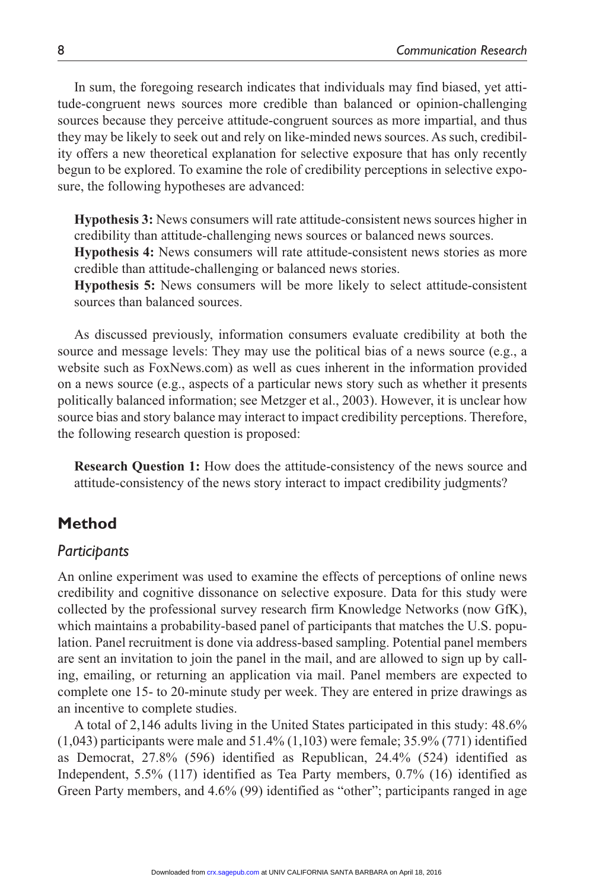In sum, the foregoing research indicates that individuals may find biased, yet attitude-congruent news sources more credible than balanced or opinion-challenging sources because they perceive attitude-congruent sources as more impartial, and thus they may be likely to seek out and rely on like-minded news sources. As such, credibility offers a new theoretical explanation for selective exposure that has only recently begun to be explored. To examine the role of credibility perceptions in selective exposure, the following hypotheses are advanced:

**Hypothesis 3:** News consumers will rate attitude-consistent news sources higher in credibility than attitude-challenging news sources or balanced news sources.

**Hypothesis 4:** News consumers will rate attitude-consistent news stories as more credible than attitude-challenging or balanced news stories.

**Hypothesis 5:** News consumers will be more likely to select attitude-consistent sources than balanced sources.

As discussed previously, information consumers evaluate credibility at both the source and message levels: They may use the political bias of a news source (e.g., a website such as FoxNews.com) as well as cues inherent in the information provided on a news source (e.g., aspects of a particular news story such as whether it presents politically balanced information; see Metzger et al., 2003). However, it is unclear how source bias and story balance may interact to impact credibility perceptions. Therefore, the following research question is proposed:

**Research Question 1:** How does the attitude-consistency of the news source and attitude-consistency of the news story interact to impact credibility judgments?

## Method

### *Participants*

An online experiment was used to examine the effects of perceptions of online news credibility and cognitive dissonance on selective exposure. Data for this study were collected by the professional survey research firm Knowledge Networks (now GfK), which maintains a probability-based panel of participants that matches the U.S. population. Panel recruitment is done via address-based sampling. Potential panel members are sent an invitation to join the panel in the mail, and are allowed to sign up by calling, emailing, or returning an application via mail. Panel members are expected to complete one 15- to 20-minute study per week. They are entered in prize drawings as an incentive to complete studies.

A total of 2,146 adults living in the United States participated in this study: 48.6% (1,043) participants were male and 51.4% (1,103) were female; 35.9% (771) identified as Democrat, 27.8% (596) identified as Republican, 24.4% (524) identified as Independent, 5.5% (117) identified as Tea Party members, 0.7% (16) identified as Green Party members, and 4.6% (99) identified as "other"; participants ranged in age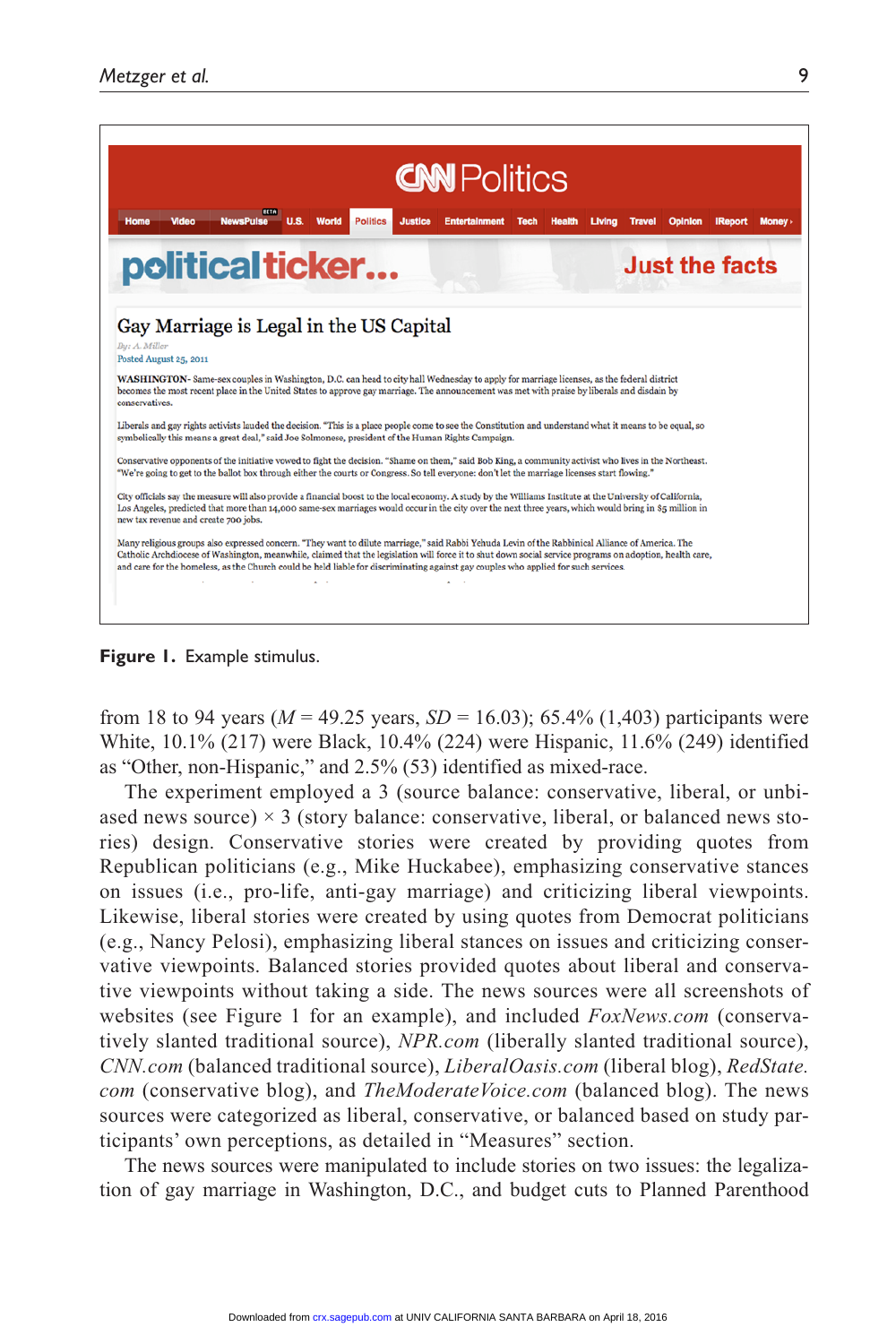**Figure 1.** Example stimulus.

from 18 to 94 years ($M$ = 49.25 years, $SD$ = 16.03); 65.4% (1,403) participants were White, 10.1% (217) were Black, 10.4% (224) were Hispanic, 11.6% (249) identified as "Other, non-Hispanic," and 2.5% (53) identified as mixed-race.

The experiment employed a 3 (source balance: conservative, liberal, or unbiased news source) × 3 (story balance: conservative, liberal, or balanced news stories) design. Conservative stories were created by providing quotes from Republican politicians (e.g., Mike Huckabee), emphasizing conservative stances on issues (i.e., pro-life, anti-gay marriage) and criticizing liberal viewpoints. Likewise, liberal stories were created by using quotes from Democrat politicians (e.g., Nancy Pelosi), emphasizing liberal stances on issues and criticizing conservative viewpoints. Balanced stories provided quotes about liberal and conservative viewpoints without taking a side. The news sources were all screenshots of websites (see Figure 1 for an example), and included *FoxNews.com* (conservatively slanted traditional source), *NPR.com* (liberally slanted traditional source), *CNN.com* (balanced traditional source), *LiberalOasis.com* (liberal blog), *RedState.com* (conservative blog), and *TheModerateVoice.com* (balanced blog). The news sources were categorized as liberal, conservative, or balanced based on study participants' own perceptions, as detailed in "Measures" section.

The news sources were manipulated to include stories on two issues: the legalization of gay marriage in Washington, D.C., and budget cuts to Planned Parenthood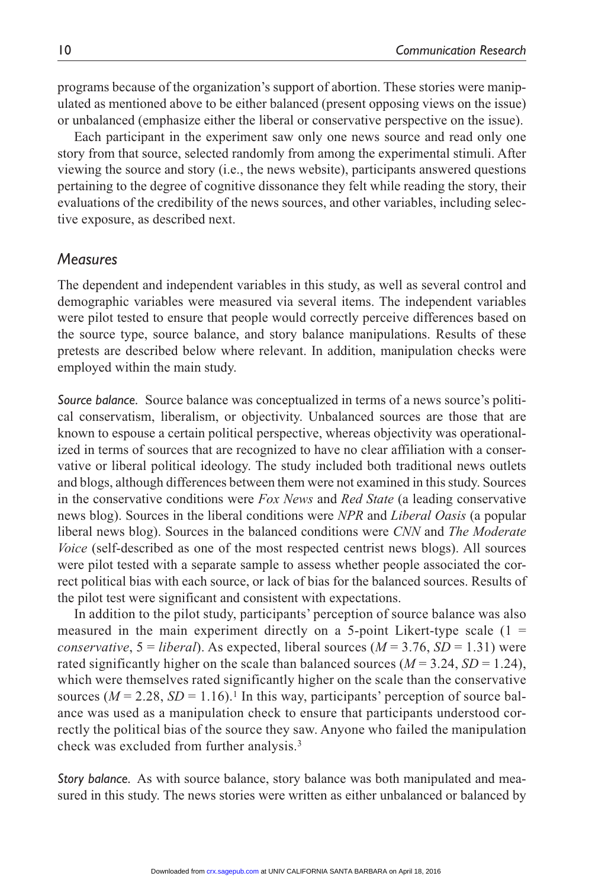programs because of the organization's support of abortion. These stories were manipulated as mentioned above to be either balanced (present opposing views on the issue) or unbalanced (emphasize either the liberal or conservative perspective on the issue).

Each participant in the experiment saw only one news source and read only one story from that source, selected randomly from among the experimental stimuli. After viewing the source and story (i.e., the news website), participants answered questions pertaining to the degree of cognitive dissonance they felt while reading the story, their evaluations of the credibility of the news sources, and other variables, including selective exposure, as described next.

## *Measures*

The dependent and independent variables in this study, as well as several control and demographic variables were measured via several items. The independent variables were pilot tested to ensure that people would correctly perceive differences based on the source type, source balance, and story balance manipulations. Results of these pretests are described below where relevant. In addition, manipulation checks were employed within the main study.

*Source balance.* Source balance was conceptualized in terms of a news source's political conservatism, liberalism, or objectivity. Unbalanced sources are those that are known to espouse a certain political perspective, whereas objectivity was operationalized in terms of sources that are recognized to have no clear affiliation with a conservative or liberal political ideology. The study included both traditional news outlets and blogs, although differences between them were not examined in this study. Sources in the conservative conditions were *Fox News* and *Red State* (a leading conservative news blog). Sources in the liberal conditions were *NPR* and *Liberal Oasis* (a popular liberal news blog). Sources in the balanced conditions were *CNN* and *The Moderate Voice* (self-described as one of the most respected centrist news blogs). All sources were pilot tested with a separate sample to assess whether people associated the correct political bias with each source, or lack of bias for the balanced sources. Results of the pilot test were significant and consistent with expectations.

In addition to the pilot study, participants' perception of source balance was also measured in the main experiment directly on a 5-point Likert-type scale (1 = *conservative*, 5 = *liberal*). As expected, liberal sources ($M = 3.76$, $SD = 1.31$) were rated significantly higher on the scale than balanced sources ($M = 3.24$, $SD = 1.24$), which were themselves rated significantly higher on the scale than the conservative sources ($M = 2.28$, $SD = 1.16$).[1] In this way, participants' perception of source balance was used as a manipulation check to ensure that participants understood correctly the political bias of the source they saw. Anyone who failed the manipulation check was excluded from further analysis.[3]

*Story balance.* As with source balance, story balance was both manipulated and measured in this study. The news stories were written as either unbalanced or balanced by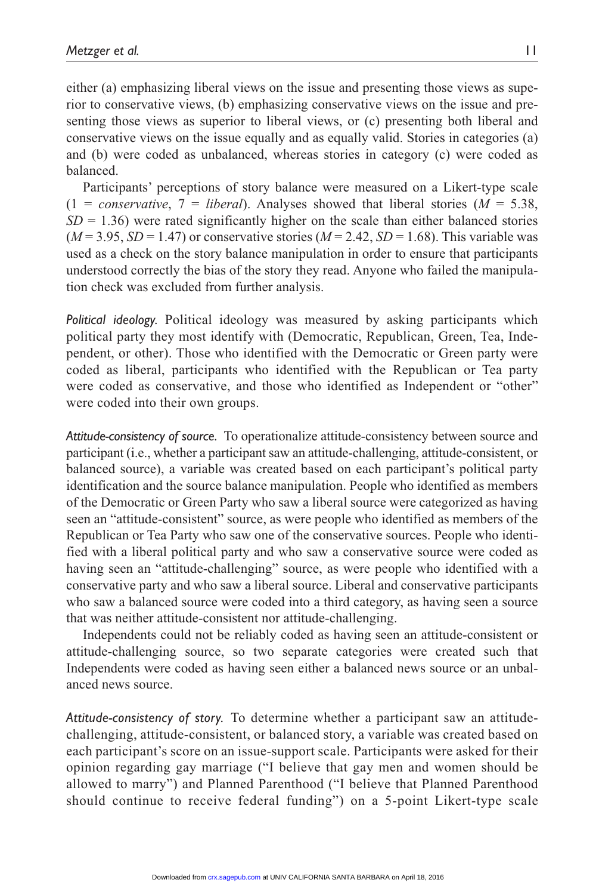either (a) emphasizing liberal views on the issue and presenting those views as superior to conservative views, (b) emphasizing conservative views on the issue and presenting those views as superior to liberal views, or (c) presenting both liberal and conservative views on the issue equally and as equally valid. Stories in categories (a) and (b) were coded as unbalanced, whereas stories in category (c) were coded as balanced.

Participants' perceptions of story balance were measured on a Likert-type scale (1 = *conservative*, 7 = *liberal*). Analyses showed that liberal stories ($M$ = 5.38, $SD$ = 1.36) were rated significantly higher on the scale than either balanced stories ($M$ = 3.95, $SD$ = 1.47) or conservative stories ($M$ = 2.42, $SD$ = 1.68). This variable was used as a check on the story balance manipulation in order to ensure that participants understood correctly the bias of the story they read. Anyone who failed the manipulation check was excluded from further analysis.

*Political ideology.* Political ideology was measured by asking participants which political party they most identify with (Democratic, Republican, Green, Tea, Independent, or other). Those who identified with the Democratic or Green party were coded as liberal, participants who identified with the Republican or Tea party were coded as conservative, and those who identified as Independent or "other" were coded into their own groups.

*Attitude-consistency of source.* To operationalize attitude-consistency between source and participant (i.e., whether a participant saw an attitude-challenging, attitude-consistent, or balanced source), a variable was created based on each participant's political party identification and the source balance manipulation. People who identified as members of the Democratic or Green Party who saw a liberal source were categorized as having seen an "attitude-consistent" source, as were people who identified as members of the Republican or Tea Party who saw one of the conservative sources. People who identified with a liberal political party and who saw a conservative source were coded as having seen an "attitude-challenging" source, as were people who identified with a conservative party and who saw a liberal source. Liberal and conservative participants who saw a balanced source were coded into a third category, as having seen a source that was neither attitude-consistent nor attitude-challenging.

Independents could not be reliably coded as having seen an attitude-consistent or attitude-challenging source, so two separate categories were created such that Independents were coded as having seen either a balanced news source or an unbalanced news source.

*Attitude-consistency of story.* To determine whether a participant saw an attitude-challenging, attitude-consistent, or balanced story, a variable was created based on each participant's score on an issue-support scale. Participants were asked for their opinion regarding gay marriage ("I believe that gay men and women should be allowed to marry") and Planned Parenthood ("I believe that Planned Parenthood should continue to receive federal funding") on a 5-point Likert-type scale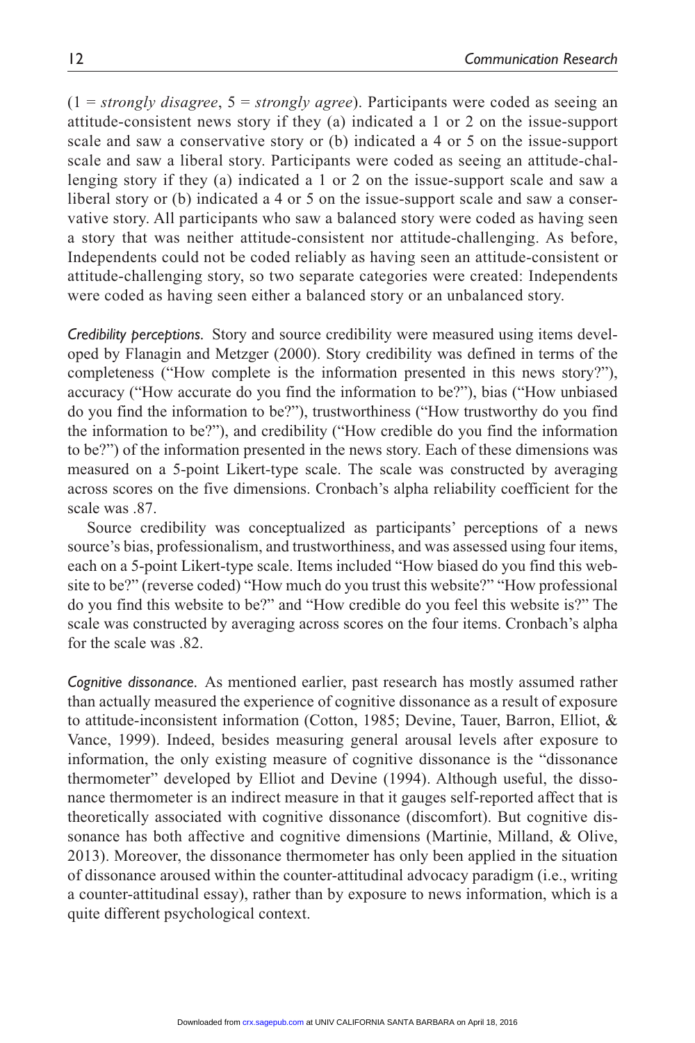(1 = *strongly disagree*, 5 = *strongly agree*). Participants were coded as seeing an attitude-consistent news story if they (a) indicated a 1 or 2 on the issue-support scale and saw a conservative story or (b) indicated a 4 or 5 on the issue-support scale and saw a liberal story. Participants were coded as seeing an attitude-challenging story if they (a) indicated a 1 or 2 on the issue-support scale and saw a liberal story or (b) indicated a 4 or 5 on the issue-support scale and saw a conservative story. All participants who saw a balanced story were coded as having seen a story that was neither attitude-consistent nor attitude-challenging. As before, Independents could not be coded reliably as having seen an attitude-consistent or attitude-challenging story, so two separate categories were created: Independents were coded as having seen either a balanced story or an unbalanced story.

*Credibility perceptions.* Story and source credibility were measured using items developed by Flanagin and Metzger (2000). Story credibility was defined in terms of the completeness ("How complete is the information presented in this news story?"), accuracy ("How accurate do you find the information to be?"), bias ("How unbiased do you find the information to be?"), trustworthiness ("How trustworthy do you find the information to be?"), and credibility ("How credible do you find the information to be?") of the information presented in the news story. Each of these dimensions was measured on a 5-point Likert-type scale. The scale was constructed by averaging across scores on the five dimensions. Cronbach's alpha reliability coefficient for the scale was .87.

Source credibility was conceptualized as participants' perceptions of a news source's bias, professionalism, and trustworthiness, and was assessed using four items, each on a 5-point Likert-type scale. Items included "How biased do you find this website to be?" (reverse coded) "How much do you trust this website?" "How professional do you find this website to be?" and "How credible do you feel this website is?" The scale was constructed by averaging across scores on the four items. Cronbach's alpha for the scale was .82.

*Cognitive dissonance.* As mentioned earlier, past research has mostly assumed rather than actually measured the experience of cognitive dissonance as a result of exposure to attitude-inconsistent information (Cotton, 1985; Devine, Tauer, Barron, Elliot, & Vance, 1999). Indeed, besides measuring general arousal levels after exposure to information, the only existing measure of cognitive dissonance is the "dissonance thermometer" developed by Elliot and Devine (1994). Although useful, the dissonance thermometer is an indirect measure in that it gauges self-reported affect that is theoretically associated with cognitive dissonance (discomfort). But cognitive dissonance has both affective and cognitive dimensions (Martinie, Milland, & Olive, 2013). Moreover, the dissonance thermometer has only been applied in the situation of dissonance aroused within the counter-attitudinal advocacy paradigm (i.e., writing a counter-attitudinal essay), rather than by exposure to news information, which is a quite different psychological context.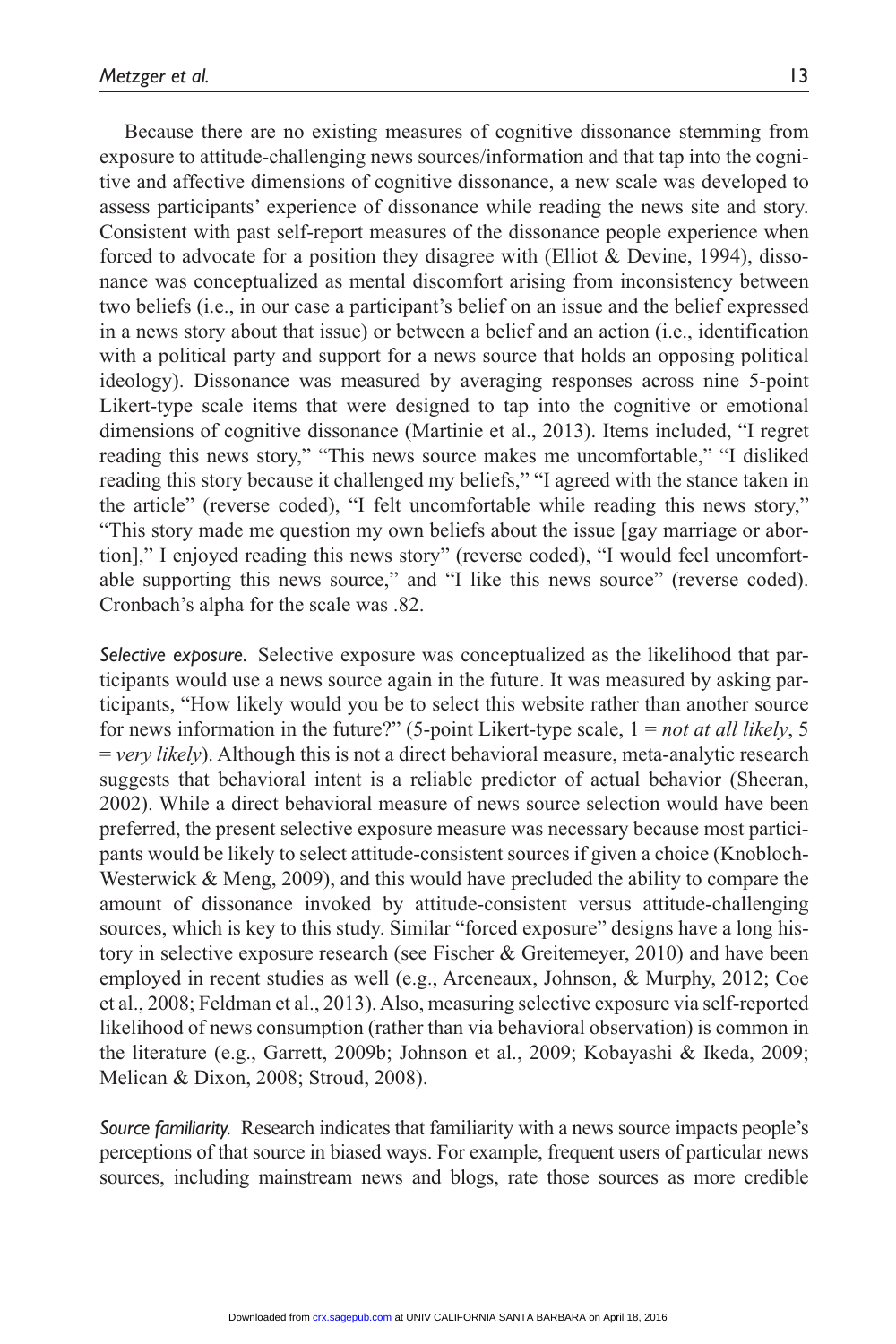Because there are no existing measures of cognitive dissonance stemming from exposure to attitude-challenging news sources/information and that tap into the cognitive and affective dimensions of cognitive dissonance, a new scale was developed to assess participants' experience of dissonance while reading the news site and story. Consistent with past self-report measures of the dissonance people experience when forced to advocate for a position they disagree with (Elliot & Devine, 1994), dissonance was conceptualized as mental discomfort arising from inconsistency between two beliefs (i.e., in our case a participant's belief on an issue and the belief expressed in a news story about that issue) or between a belief and an action (i.e., identification with a political party and support for a news source that holds an opposing political ideology). Dissonance was measured by averaging responses across nine 5-point Likert-type scale items that were designed to tap into the cognitive or emotional dimensions of cognitive dissonance (Martinie et al., 2013). Items included, "I regret reading this news story," "This news source makes me uncomfortable," "I disliked reading this story because it challenged my beliefs," "I agreed with the stance taken in the article" (reverse coded), "I felt uncomfortable while reading this news story," "This story made me question my own beliefs about the issue [gay marriage or abortion]," I enjoyed reading this news story" (reverse coded), "I would feel uncomfortable supporting this news source," and "I like this news source" (reverse coded). Cronbach's alpha for the scale was .82.

*Selective exposure.* Selective exposure was conceptualized as the likelihood that participants would use a news source again in the future. It was measured by asking participants, "How likely would you be to select this website rather than another source for news information in the future?" (5-point Likert-type scale, 1 = *not at all likely*, 5 = *very likely*). Although this is not a direct behavioral measure, meta-analytic research suggests that behavioral intent is a reliable predictor of actual behavior (Sheeran, 2002). While a direct behavioral measure of news source selection would have been preferred, the present selective exposure measure was necessary because most participants would be likely to select attitude-consistent sources if given a choice (Knobloch-Westerwick & Meng, 2009), and this would have precluded the ability to compare the amount of dissonance invoked by attitude-consistent versus attitude-challenging sources, which is key to this study. Similar "forced exposure" designs have a long history in selective exposure research (see Fischer & Greitemeyer, 2010) and have been employed in recent studies as well (e.g., Arceneaux, Johnson, & Murphy, 2012; Coe et al., 2008; Feldman et al., 2013). Also, measuring selective exposure via self-reported likelihood of news consumption (rather than via behavioral observation) is common in the literature (e.g., Garrett, 2009b; Johnson et al., 2009; Kobayashi & Ikeda, 2009; Melican & Dixon, 2008; Stroud, 2008).

*Source familiarity.* Research indicates that familiarity with a news source impacts people's perceptions of that source in biased ways. For example, frequent users of particular news sources, including mainstream news and blogs, rate those sources as more credible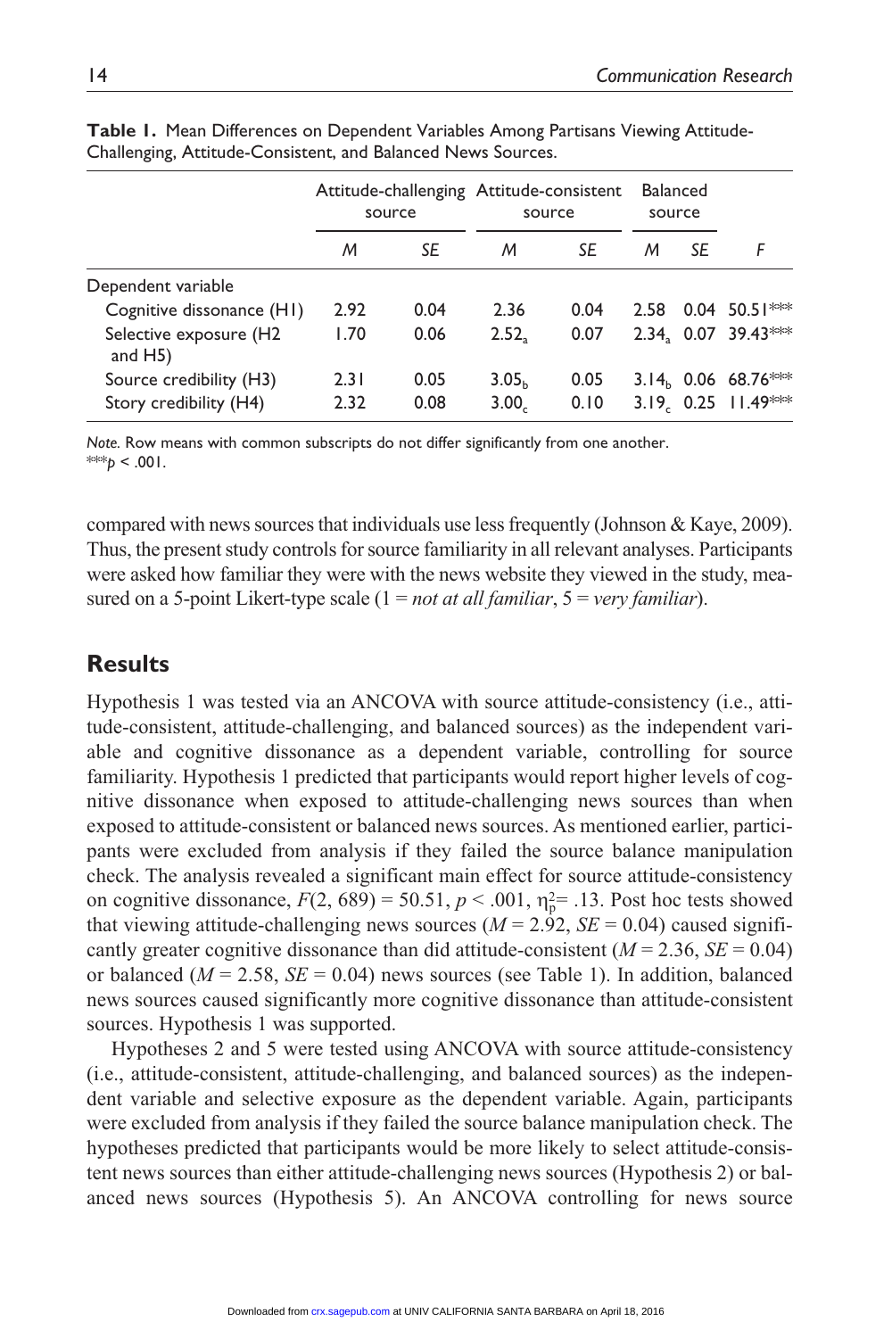**Table 1.** Mean Differences on Dependent Variables Among Partisans Viewing Attitude-Challenging, Attitude-Consistent, and Balanced News Sources.

| | Attitude-challenging source | | Attitude-consistent source | | Balanced source | | |
|---|---|---|---|---|---|---|---|
| | *M* | *SE* | *M* | *SE* | *M* | *SE* | *F* |
| Dependent variable | | | | | | | |
| Cognitive dissonance (H1) | 2.92 | 0.04 | 2.36 | 0.04 | 2.58 | 0.04 | 50.51*** |
| Selective exposure (H2 and H5) | 1.70 | 0.06 | $2.52_a$ | 0.07 | $2.34_a$ | 0.07 | 39.43*** |
| Source credibility (H3) | 2.31 | 0.05 | $3.05_b$ | 0.05 | $3.14_b$ | 0.06 | 68.76*** |
| Story credibility (H4) | 2.32 | 0.08 | $3.00_c$ | 0.10 | $3.19_c$ | 0.25 | 11.49*** |

*Note.* Row means with common subscripts do not differ significantly from one another.
***$p < .001$.

compared with news sources that individuals use less frequently (Johnson & Kaye, 2009). Thus, the present study controls for source familiarity in all relevant analyses. Participants were asked how familiar they were with the news website they viewed in the study, measured on a 5-point Likert-type scale (1 = *not at all familiar*, 5 = *very familiar*).

## Results

Hypothesis 1 was tested via an ANCOVA with source attitude-consistency (i.e., attitude-consistent, attitude-challenging, and balanced sources) as the independent variable and cognitive dissonance as a dependent variable, controlling for source familiarity. Hypothesis 1 predicted that participants would report higher levels of cognitive dissonance when exposed to attitude-challenging news sources than when exposed to attitude-consistent or balanced news sources. As mentioned earlier, participants were excluded from analysis if they failed the source balance manipulation check. The analysis revealed a significant main effect for source attitude-consistency on cognitive dissonance, $F(2, 689) = 50.51$, $p < .001$, $\eta_p^2 = .13$. Post hoc tests showed that viewing attitude-challenging news sources ($M = 2.92$, $SE = 0.04$) caused significantly greater cognitive dissonance than did attitude-consistent ($M = 2.36$, $SE = 0.04$) or balanced ($M = 2.58$, $SE = 0.04$) news sources (see Table 1). In addition, balanced news sources caused significantly more cognitive dissonance than attitude-consistent sources. Hypothesis 1 was supported.

Hypotheses 2 and 5 were tested using ANCOVA with source attitude-consistency (i.e., attitude-consistent, attitude-challenging, and balanced sources) as the independent variable and selective exposure as the dependent variable. Again, participants were excluded from analysis if they failed the source balance manipulation check. The hypotheses predicted that participants would be more likely to select attitude-consistent news sources than either attitude-challenging news sources (Hypothesis 2) or balanced news sources (Hypothesis 5). An ANCOVA controlling for news source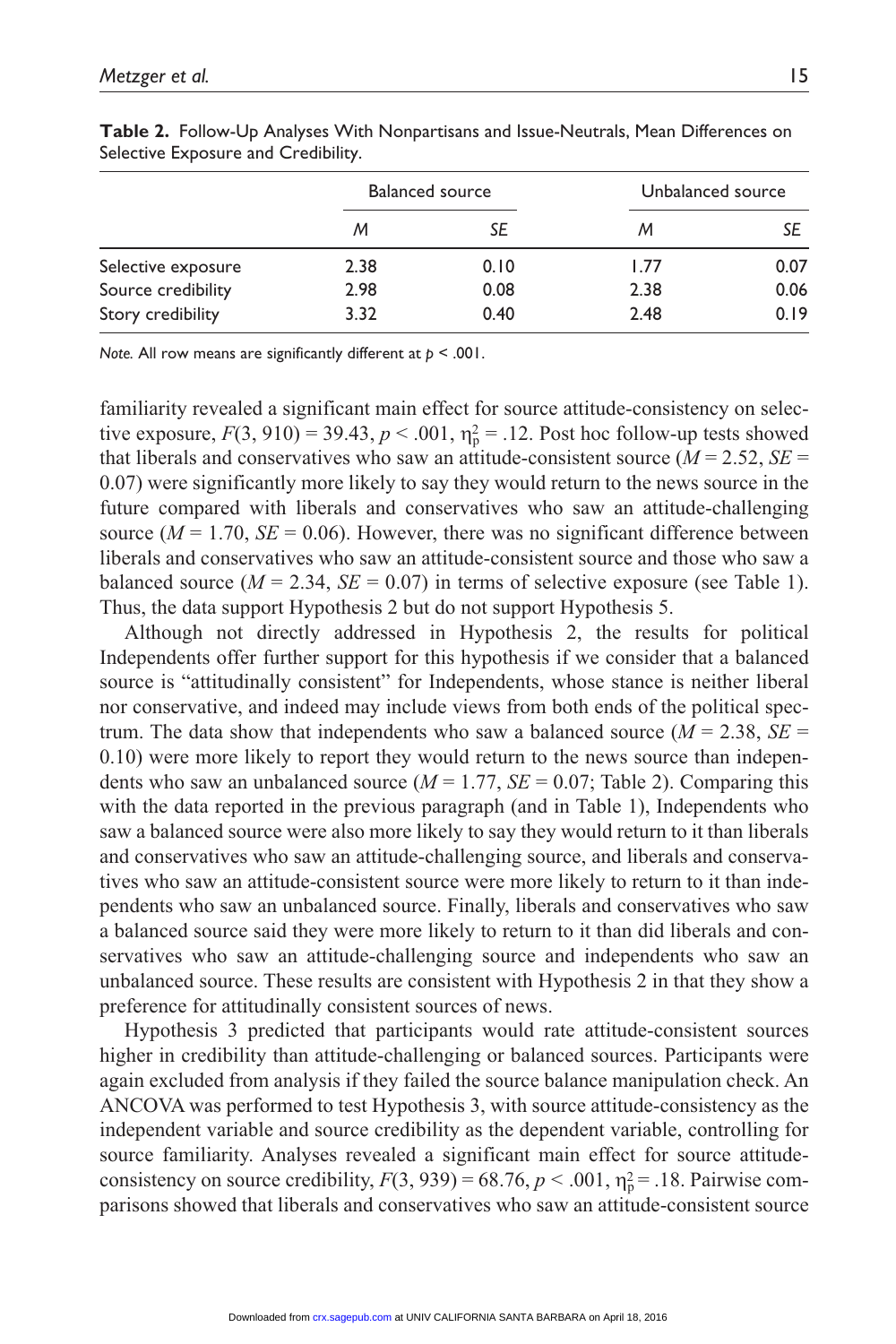**Table 2.** Follow-Up Analyses With Nonpartisans and Issue-Neutrals, Mean Differences on Selective Exposure and Credibility.

| | Balanced source | | Unbalanced source | |
|---|---|---|---|---|
| | *M* | *SE* | *M* | *SE* |
| Selective exposure | 2.38 | 0.10 | 1.77 | 0.07 |
| Source credibility | 2.98 | 0.08 | 2.38 | 0.06 |
| Story credibility | 3.32 | 0.40 | 2.48 | 0.19 |

*Note.* All row means are significantly different at $p < .001$.

familiarity revealed a significant main effect for source attitude-consistency on selective exposure, $F(3, 910) = 39.43$, $p < .001$, $\eta_p^2 = .12$. Post hoc follow-up tests showed that liberals and conservatives who saw an attitude-consistent source ($M = 2.52$, $SE = 0.07$) were significantly more likely to say they would return to the news source in the future compared with liberals and conservatives who saw an attitude-challenging source ($M = 1.70$, $SE = 0.06$). However, there was no significant difference between liberals and conservatives who saw an attitude-consistent source and those who saw a balanced source ($M = 2.34$, $SE = 0.07$) in terms of selective exposure (see Table 1). Thus, the data support Hypothesis 2 but do not support Hypothesis 5.

Although not directly addressed in Hypothesis 2, the results for political Independents offer further support for this hypothesis if we consider that a balanced source is "attitudinally consistent" for Independents, whose stance is neither liberal nor conservative, and indeed may include views from both ends of the political spectrum. The data show that independents who saw a balanced source ($M = 2.38$, $SE = 0.10$) were more likely to report they would return to the news source than independents who saw an unbalanced source ($M = 1.77$, $SE = 0.07$; Table 2). Comparing this with the data reported in the previous paragraph (and in Table 1), Independents who saw a balanced source were also more likely to say they would return to it than liberals and conservatives who saw an attitude-challenging source, and liberals and conservatives who saw an attitude-consistent source were more likely to return to it than independents who saw an unbalanced source. Finally, liberals and conservatives who saw a balanced source said they were more likely to return to it than did liberals and conservatives who saw an attitude-challenging source and independents who saw an unbalanced source. These results are consistent with Hypothesis 2 in that they show a preference for attitudinally consistent sources of news.

Hypothesis 3 predicted that participants would rate attitude-consistent sources higher in credibility than attitude-challenging or balanced sources. Participants were again excluded from analysis if they failed the source balance manipulation check. An ANCOVA was performed to test Hypothesis 3, with source attitude-consistency as the independent variable and source credibility as the dependent variable, controlling for source familiarity. Analyses revealed a significant main effect for source attitude-consistency on source credibility, $F(3, 939) = 68.76$, $p < .001$, $\eta_p^2 = .18$. Pairwise comparisons showed that liberals and conservatives who saw an attitude-consistent source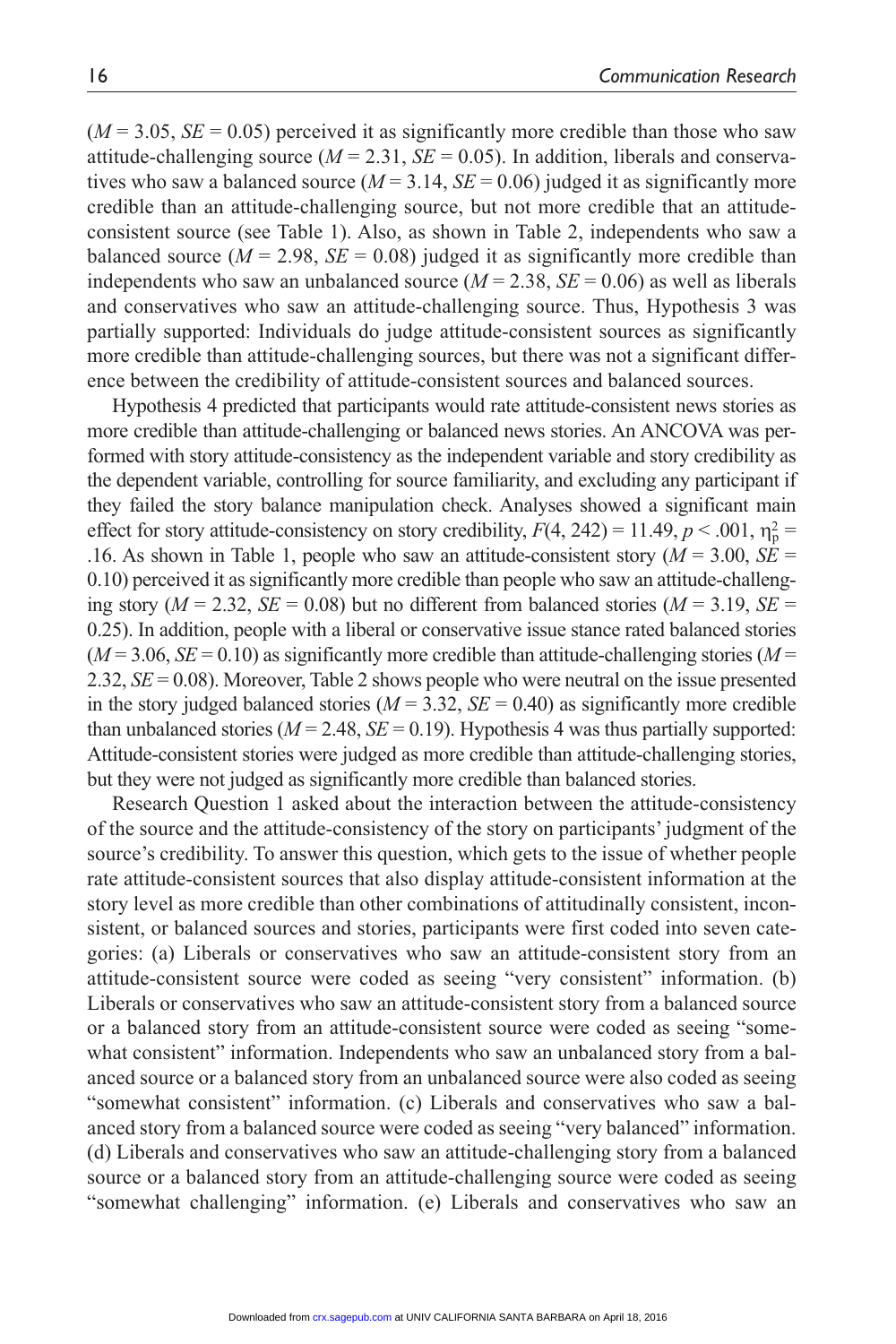($M = 3.05$, $SE = 0.05$) perceived it as significantly more credible than those who saw attitude-challenging source ($M = 2.31$, $SE = 0.05$). In addition, liberals and conservatives who saw a balanced source ($M = 3.14$, $SE = 0.06$) judged it as significantly more credible than an attitude-challenging source, but not more credible that an attitude-consistent source (see Table 1). Also, as shown in Table 2, independents who saw a balanced source ($M = 2.98$, $SE = 0.08$) judged it as significantly more credible than independents who saw an unbalanced source ($M = 2.38$, $SE = 0.06$) as well as liberals and conservatives who saw an attitude-challenging source. Thus, Hypothesis 3 was partially supported: Individuals do judge attitude-consistent sources as significantly more credible than attitude-challenging sources, but there was not a significant difference between the credibility of attitude-consistent sources and balanced sources.

Hypothesis 4 predicted that participants would rate attitude-consistent news stories as more credible than attitude-challenging or balanced news stories. An ANCOVA was performed with story attitude-consistency as the independent variable and story credibility as the dependent variable, controlling for source familiarity, and excluding any participant if they failed the story balance manipulation check. Analyses showed a significant main effect for story attitude-consistency on story credibility, $F(4, 242) = 11.49$, $p < .001$, $\eta_p^2 = .16$. As shown in Table 1, people who saw an attitude-consistent story ($M = 3.00$, $SE = 0.10$) perceived it as significantly more credible than people who saw an attitude-challenging story ($M = 2.32$, $SE = 0.08$) but no different from balanced stories ($M = 3.19$, $SE = 0.25$). In addition, people with a liberal or conservative issue stance rated balanced stories ($M = 3.06$, $SE = 0.10$) as significantly more credible than attitude-challenging stories ($M = 2.32$, $SE = 0.08$). Moreover, Table 2 shows people who were neutral on the issue presented in the story judged balanced stories ($M = 3.32$, $SE = 0.40$) as significantly more credible than unbalanced stories ($M = 2.48$, $SE = 0.19$). Hypothesis 4 was thus partially supported: Attitude-consistent stories were judged as more credible than attitude-challenging stories, but they were not judged as significantly more credible than balanced stories.

Research Question 1 asked about the interaction between the attitude-consistency of the source and the attitude-consistency of the story on participants' judgment of the source's credibility. To answer this question, which gets to the issue of whether people rate attitude-consistent sources that also display attitude-consistent information at the story level as more credible than other combinations of attitudinally consistent, inconsistent, or balanced sources and stories, participants were first coded into seven categories: (a) Liberals or conservatives who saw an attitude-consistent story from an attitude-consistent source were coded as seeing "very consistent" information. (b) Liberals or conservatives who saw an attitude-consistent story from a balanced source or a balanced story from an attitude-consistent source were coded as seeing "somewhat consistent" information. Independents who saw an unbalanced story from a balanced source or a balanced story from an unbalanced source were also coded as seeing "somewhat consistent" information. (c) Liberals and conservatives who saw a balanced story from a balanced source were coded as seeing "very balanced" information. (d) Liberals and conservatives who saw an attitude-challenging story from a balanced source or a balanced story from an attitude-challenging source were coded as seeing "somewhat challenging" information. (e) Liberals and conservatives who saw an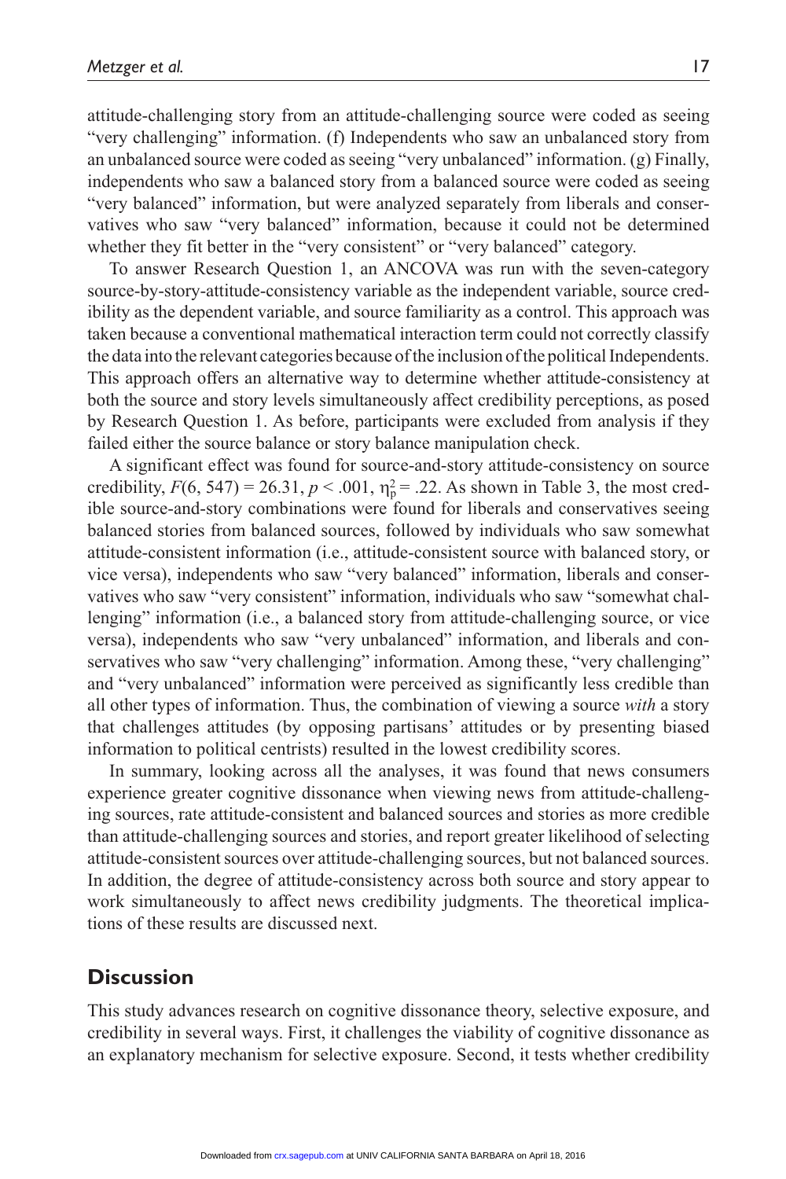attitude-challenging story from an attitude-challenging source were coded as seeing "very challenging" information. (f) Independents who saw an unbalanced story from an unbalanced source were coded as seeing "very unbalanced" information. (g) Finally, independents who saw a balanced story from a balanced source were coded as seeing "very balanced" information, but were analyzed separately from liberals and conservatives who saw "very balanced" information, because it could not be determined whether they fit better in the "very consistent" or "very balanced" category.

To answer Research Question 1, an ANCOVA was run with the seven-category source-by-story-attitude-consistency variable as the independent variable, source credibility as the dependent variable, and source familiarity as a control. This approach was taken because a conventional mathematical interaction term could not correctly classify the data into the relevant categories because of the inclusion of the political Independents. This approach offers an alternative way to determine whether attitude-consistency at both the source and story levels simultaneously affect credibility perceptions, as posed by Research Question 1. As before, participants were excluded from analysis if they failed either the source balance or story balance manipulation check.

A significant effect was found for source-and-story attitude-consistency on source credibility, $F(6, 547) = 26.31$, $p < .001$, $\eta_p^2 = .22$. As shown in Table 3, the most credible source-and-story combinations were found for liberals and conservatives seeing balanced stories from balanced sources, followed by individuals who saw somewhat attitude-consistent information (i.e., attitude-consistent source with balanced story, or vice versa), independents who saw "very balanced" information, liberals and conservatives who saw "very consistent" information, individuals who saw "somewhat challenging" information (i.e., a balanced story from attitude-challenging source, or vice versa), independents who saw "very unbalanced" information, and liberals and conservatives who saw "very challenging" information. Among these, "very challenging" and "very unbalanced" information were perceived as significantly less credible than all other types of information. Thus, the combination of viewing a source *with* a story that challenges attitudes (by opposing partisans' attitudes or by presenting biased information to political centrists) resulted in the lowest credibility scores.

In summary, looking across all the analyses, it was found that news consumers experience greater cognitive dissonance when viewing news from attitude-challenging sources, rate attitude-consistent and balanced sources and stories as more credible than attitude-challenging sources and stories, and report greater likelihood of selecting attitude-consistent sources over attitude-challenging sources, but not balanced sources. In addition, the degree of attitude-consistency across both source and story appear to work simultaneously to affect news credibility judgments. The theoretical implications of these results are discussed next.

## Discussion

This study advances research on cognitive dissonance theory, selective exposure, and credibility in several ways. First, it challenges the viability of cognitive dissonance as an explanatory mechanism for selective exposure. Second, it tests whether credibility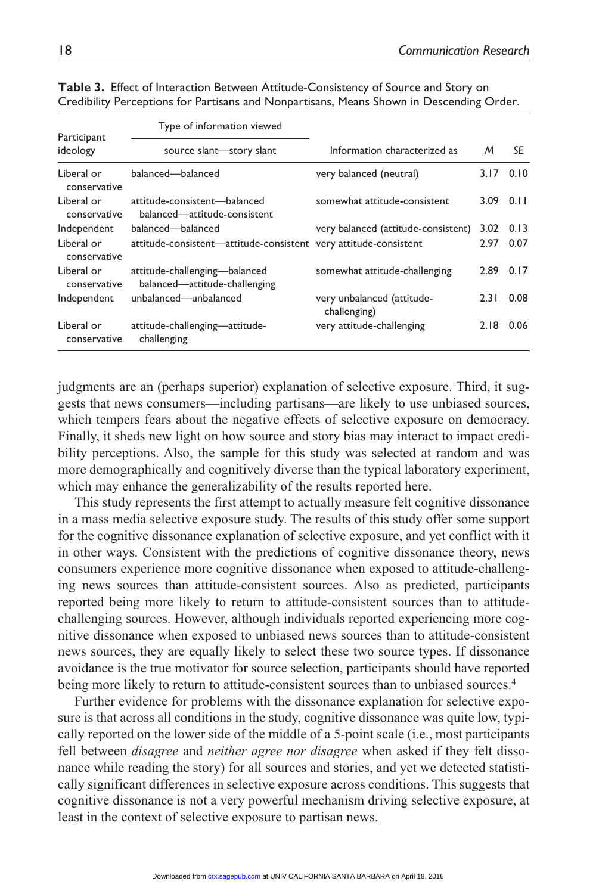**Table 3.** Effect of Interaction Between Attitude-Consistency of Source and Story on Credibility Perceptions for Partisans and Nonpartisans, Means Shown in Descending Order.

| Participant ideology | Type of information viewed: source slant—story slant | Information characterized as | *M* | *SE* |
|---|---|---|---|---|
| Liberal or conservative | balanced—balanced | very balanced (neutral) | 3.17 | 0.10 |
| Liberal or conservative | attitude-consistent—balanced<br>balanced—attitude-consistent | somewhat attitude-consistent | 3.09 | 0.11 |
| Independent | balanced—balanced | very balanced (attitude-consistent) | 3.02 | 0.13 |
| Liberal or conservative | attitude-consistent—attitude-consistent | very attitude-consistent | 2.97 | 0.07 |
| Liberal or conservative | attitude-challenging—balanced<br>balanced—attitude-challenging | somewhat attitude-challenging | 2.89 | 0.17 |
| Independent | unbalanced—unbalanced | very unbalanced (attitude-challenging) | 2.31 | 0.08 |
| Liberal or conservative | attitude-challenging—attitude-challenging | very attitude-challenging | 2.18 | 0.06 |

judgments are an (perhaps superior) explanation of selective exposure. Third, it suggests that news consumers—including partisans—are likely to use unbiased sources, which tempers fears about the negative effects of selective exposure on democracy. Finally, it sheds new light on how source and story bias may interact to impact credibility perceptions. Also, the sample for this study was selected at random and was more demographically and cognitively diverse than the typical laboratory experiment, which may enhance the generalizability of the results reported here.

This study represents the first attempt to actually measure felt cognitive dissonance in a mass media selective exposure study. The results of this study offer some support for the cognitive dissonance explanation of selective exposure, and yet conflict with it in other ways. Consistent with the predictions of cognitive dissonance theory, news consumers experience more cognitive dissonance when exposed to attitude-challenging news sources than attitude-consistent sources. Also as predicted, participants reported being more likely to return to attitude-consistent sources than to attitude-challenging sources. However, although individuals reported experiencing more cognitive dissonance when exposed to unbiased news sources than to attitude-consistent news sources, they are equally likely to select these two source types. If dissonance avoidance is the true motivator for source selection, participants should have reported being more likely to return to attitude-consistent sources than to unbiased sources.[4]

Further evidence for problems with the dissonance explanation for selective exposure is that across all conditions in the study, cognitive dissonance was quite low, typically reported on the lower side of the middle of a 5-point scale (i.e., most participants fell between *disagree* and *neither agree nor disagree* when asked if they felt dissonance while reading the story) for all sources and stories, and yet we detected statistically significant differences in selective exposure across conditions. This suggests that cognitive dissonance is not a very powerful mechanism driving selective exposure, at least in the context of selective exposure to partisan news.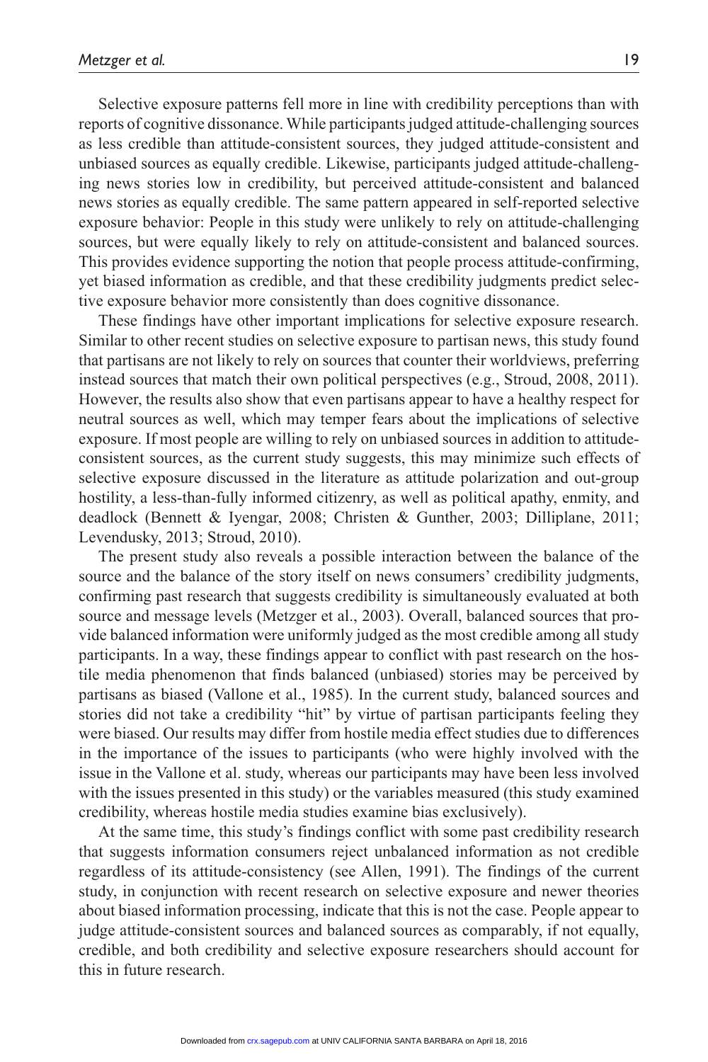Selective exposure patterns fell more in line with credibility perceptions than with reports of cognitive dissonance. While participants judged attitude-challenging sources as less credible than attitude-consistent sources, they judged attitude-consistent and unbiased sources as equally credible. Likewise, participants judged attitude-challenging news stories low in credibility, but perceived attitude-consistent and balanced news stories as equally credible. The same pattern appeared in self-reported selective exposure behavior: People in this study were unlikely to rely on attitude-challenging sources, but were equally likely to rely on attitude-consistent and balanced sources. This provides evidence supporting the notion that people process attitude-confirming, yet biased information as credible, and that these credibility judgments predict selective exposure behavior more consistently than does cognitive dissonance.

These findings have other important implications for selective exposure research. Similar to other recent studies on selective exposure to partisan news, this study found that partisans are not likely to rely on sources that counter their worldviews, preferring instead sources that match their own political perspectives (e.g., Stroud, 2008, 2011). However, the results also show that even partisans appear to have a healthy respect for neutral sources as well, which may temper fears about the implications of selective exposure. If most people are willing to rely on unbiased sources in addition to attitude-consistent sources, as the current study suggests, this may minimize such effects of selective exposure discussed in the literature as attitude polarization and out-group hostility, a less-than-fully informed citizenry, as well as political apathy, enmity, and deadlock (Bennett & Iyengar, 2008; Christen & Gunther, 2003; Dilliplane, 2011; Levendusky, 2013; Stroud, 2010).

The present study also reveals a possible interaction between the balance of the source and the balance of the story itself on news consumers' credibility judgments, confirming past research that suggests credibility is simultaneously evaluated at both source and message levels (Metzger et al., 2003). Overall, balanced sources that provide balanced information were uniformly judged as the most credible among all study participants. In a way, these findings appear to conflict with past research on the hostile media phenomenon that finds balanced (unbiased) stories may be perceived by partisans as biased (Vallone et al., 1985). In the current study, balanced sources and stories did not take a credibility "hit" by virtue of partisan participants feeling they were biased. Our results may differ from hostile media effect studies due to differences in the importance of the issues to participants (who were highly involved with the issue in the Vallone et al. study, whereas our participants may have been less involved with the issues presented in this study) or the variables measured (this study examined credibility, whereas hostile media studies examine bias exclusively).

At the same time, this study's findings conflict with some past credibility research that suggests information consumers reject unbalanced information as not credible regardless of its attitude-consistency (see Allen, 1991). The findings of the current study, in conjunction with recent research on selective exposure and newer theories about biased information processing, indicate that this is not the case. People appear to judge attitude-consistent sources and balanced sources as comparably, if not equally, credible, and both credibility and selective exposure researchers should account for this in future research.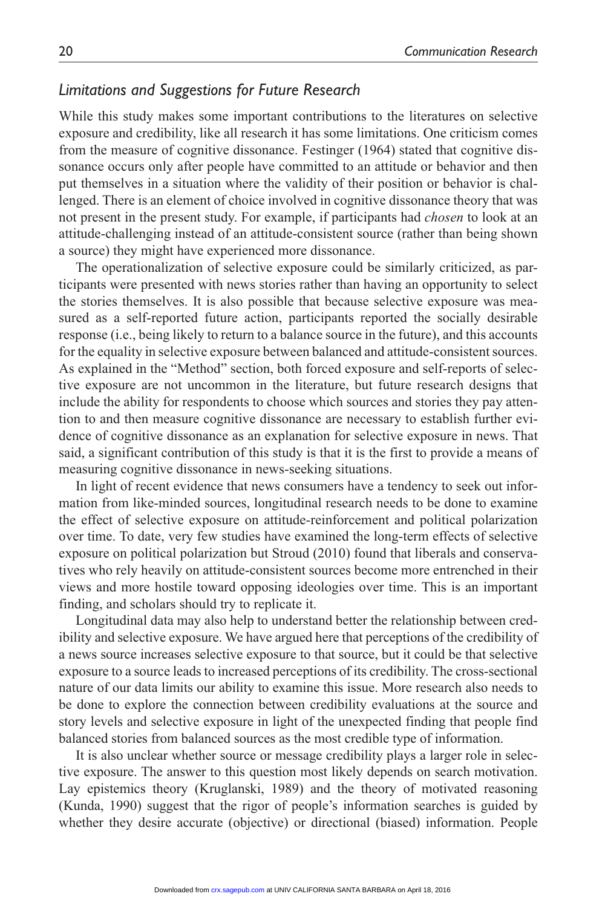### *Limitations and Suggestions for Future Research*

While this study makes some important contributions to the literatures on selective exposure and credibility, like all research it has some limitations. One criticism comes from the measure of cognitive dissonance. Festinger (1964) stated that cognitive dissonance occurs only after people have committed to an attitude or behavior and then put themselves in a situation where the validity of their position or behavior is challenged. There is an element of choice involved in cognitive dissonance theory that was not present in the present study. For example, if participants had *chosen* to look at an attitude-challenging instead of an attitude-consistent source (rather than being shown a source) they might have experienced more dissonance.

The operationalization of selective exposure could be similarly criticized, as participants were presented with news stories rather than having an opportunity to select the stories themselves. It is also possible that because selective exposure was measured as a self-reported future action, participants reported the socially desirable response (i.e., being likely to return to a balance source in the future), and this accounts for the equality in selective exposure between balanced and attitude-consistent sources. As explained in the "Method" section, both forced exposure and self-reports of selective exposure are not uncommon in the literature, but future research designs that include the ability for respondents to choose which sources and stories they pay attention to and then measure cognitive dissonance are necessary to establish further evidence of cognitive dissonance as an explanation for selective exposure in news. That said, a significant contribution of this study is that it is the first to provide a means of measuring cognitive dissonance in news-seeking situations.

In light of recent evidence that news consumers have a tendency to seek out information from like-minded sources, longitudinal research needs to be done to examine the effect of selective exposure on attitude-reinforcement and political polarization over time. To date, very few studies have examined the long-term effects of selective exposure on political polarization but Stroud (2010) found that liberals and conservatives who rely heavily on attitude-consistent sources become more entrenched in their views and more hostile toward opposing ideologies over time. This is an important finding, and scholars should try to replicate it.

Longitudinal data may also help to understand better the relationship between credibility and selective exposure. We have argued here that perceptions of the credibility of a news source increases selective exposure to that source, but it could be that selective exposure to a source leads to increased perceptions of its credibility. The cross-sectional nature of our data limits our ability to examine this issue. More research also needs to be done to explore the connection between credibility evaluations at the source and story levels and selective exposure in light of the unexpected finding that people find balanced stories from balanced sources as the most credible type of information.

It is also unclear whether source or message credibility plays a larger role in selective exposure. The answer to this question most likely depends on search motivation. Lay epistemics theory (Kruglanski, 1989) and the theory of motivated reasoning (Kunda, 1990) suggest that the rigor of people's information searches is guided by whether they desire accurate (objective) or directional (biased) information. People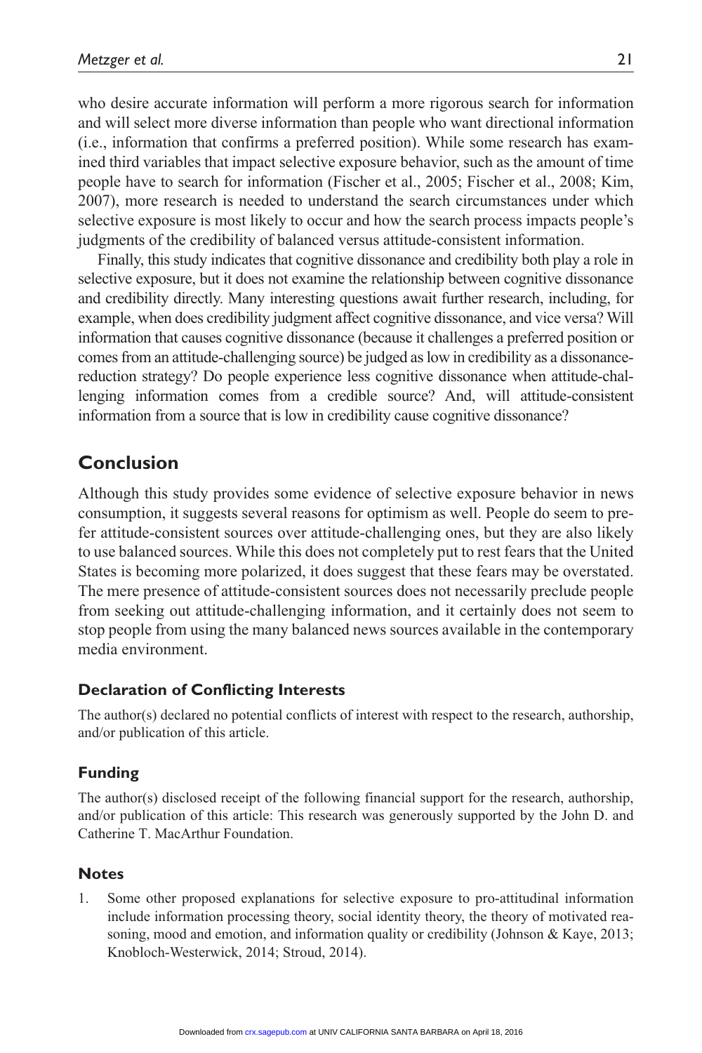who desire accurate information will perform a more rigorous search for information and will select more diverse information than people who want directional information (i.e., information that confirms a preferred position). While some research has examined third variables that impact selective exposure behavior, such as the amount of time people have to search for information (Fischer et al., 2005; Fischer et al., 2008; Kim, 2007), more research is needed to understand the search circumstances under which selective exposure is most likely to occur and how the search process impacts people's judgments of the credibility of balanced versus attitude-consistent information.

Finally, this study indicates that cognitive dissonance and credibility both play a role in selective exposure, but it does not examine the relationship between cognitive dissonance and credibility directly. Many interesting questions await further research, including, for example, when does credibility judgment affect cognitive dissonance, and vice versa? Will information that causes cognitive dissonance (because it challenges a preferred position or comes from an attitude-challenging source) be judged as low in credibility as a dissonance-reduction strategy? Do people experience less cognitive dissonance when attitude-challenging information comes from a credible source? And, will attitude-consistent information from a source that is low in credibility cause cognitive dissonance?

## Conclusion

Although this study provides some evidence of selective exposure behavior in news consumption, it suggests several reasons for optimism as well. People do seem to prefer attitude-consistent sources over attitude-challenging ones, but they are also likely to use balanced sources. While this does not completely put to rest fears that the United States is becoming more polarized, it does suggest that these fears may be overstated. The mere presence of attitude-consistent sources does not necessarily preclude people from seeking out attitude-challenging information, and it certainly does not seem to stop people from using the many balanced news sources available in the contemporary media environment.

### Declaration of Conflicting Interests

The author(s) declared no potential conflicts of interest with respect to the research, authorship, and/or publication of this article.

### Funding

The author(s) disclosed receipt of the following financial support for the research, authorship, and/or publication of this article: This research was generously supported by the John D. and Catherine T. MacArthur Foundation.

### Notes

1. Some other proposed explanations for selective exposure to pro-attitudinal information include information processing theory, social identity theory, the theory of motivated reasoning, mood and emotion, and information quality or credibility (Johnson & Kaye, 2013; Knobloch-Westerwick, 2014; Stroud, 2014).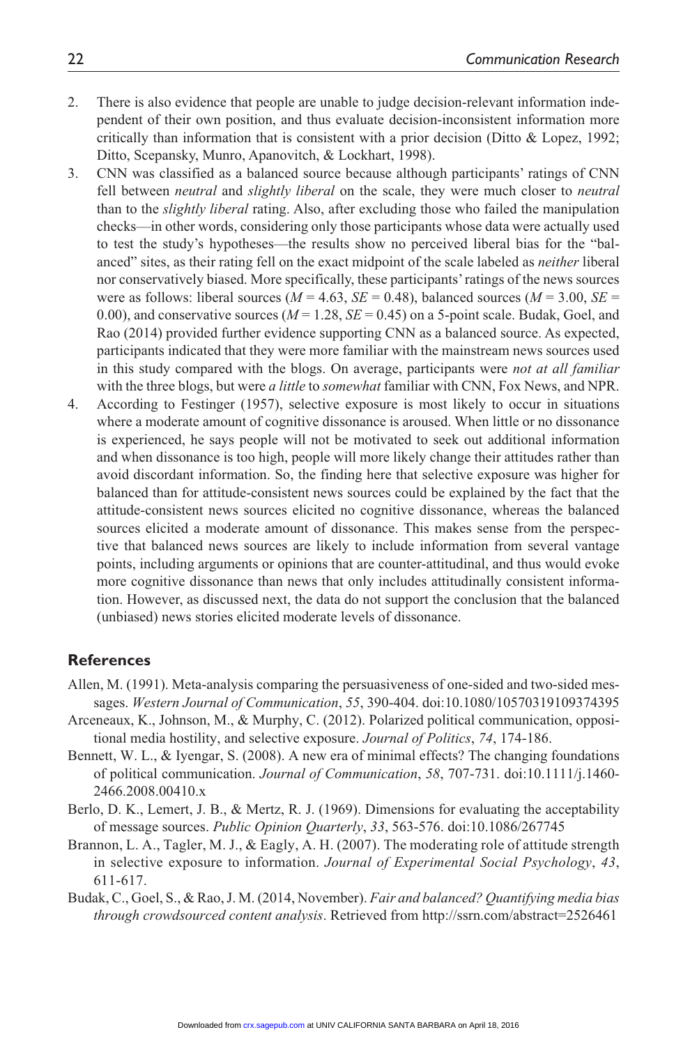2. There is also evidence that people are unable to judge decision-relevant information independent of their own position, and thus evaluate decision-inconsistent information more critically than information that is consistent with a prior decision (Ditto & Lopez, 1992; Ditto, Scepansky, Munro, Apanovitch, & Lockhart, 1998).
3. CNN was classified as a balanced source because although participants' ratings of CNN fell between *neutral* and *slightly liberal* on the scale, they were much closer to *neutral* than to the *slightly liberal* rating. Also, after excluding those who failed the manipulation checks—in other words, considering only those participants whose data were actually used to test the study's hypotheses—the results show no perceived liberal bias for the "balanced" sites, as their rating fell on the exact midpoint of the scale labeled as *neither* liberal nor conservatively biased. More specifically, these participants' ratings of the news sources were as follows: liberal sources ($M = 4.63$, $SE = 0.48$), balanced sources ($M = 3.00$, $SE = 0.00$), and conservative sources ($M = 1.28$, $SE = 0.45$) on a 5-point scale. Budak, Goel, and Rao (2014) provided further evidence supporting CNN as a balanced source. As expected, participants indicated that they were more familiar with the mainstream news sources used in this study compared with the blogs. On average, participants were *not at all familiar* with the three blogs, but were *a little* to *somewhat* familiar with CNN, Fox News, and NPR.
4. According to Festinger (1957), selective exposure is most likely to occur in situations where a moderate amount of cognitive dissonance is aroused. When little or no dissonance is experienced, he says people will not be motivated to seek out additional information and when dissonance is too high, people will more likely change their attitudes rather than avoid discordant information. So, the finding here that selective exposure was higher for balanced than for attitude-consistent news sources could be explained by the fact that the attitude-consistent news sources elicited no cognitive dissonance, whereas the balanced sources elicited a moderate amount of dissonance. This makes sense from the perspective that balanced news sources are likely to include information from several vantage points, including arguments or opinions that are counter-attitudinal, and thus would evoke more cognitive dissonance than news that only includes attitudinally consistent information. However, as discussed next, the data do not support the conclusion that the balanced (unbiased) news stories elicited moderate levels of dissonance.

## References

Allen, M. (1991). Meta-analysis comparing the persuasiveness of one-sided and two-sided messages. *Western Journal of Communication*, *55*, 390-404. doi:10.1080/10570319109374395

Arceneaux, K., Johnson, M., & Murphy, C. (2012). Polarized political communication, oppositional media hostility, and selective exposure. *Journal of Politics*, *74*, 174-186.

Bennett, W. L., & Iyengar, S. (2008). A new era of minimal effects? The changing foundations of political communication. *Journal of Communication*, *58*, 707-731. doi:10.1111/j.1460-2466.2008.00410.x

Berlo, D. K., Lemert, J. B., & Mertz, R. J. (1969). Dimensions for evaluating the acceptability of message sources. *Public Opinion Quarterly*, *33*, 563-576. doi:10.1086/267745

Brannon, L. A., Tagler, M. J., & Eagly, A. H. (2007). The moderating role of attitude strength in selective exposure to information. *Journal of Experimental Social Psychology*, *43*, 611-617.

Budak, C., Goel, S., & Rao, J. M. (2014, November). *Fair and balanced? Quantifying media bias through crowdsourced content analysis*. Retrieved from http://ssrn.com/abstract=2526461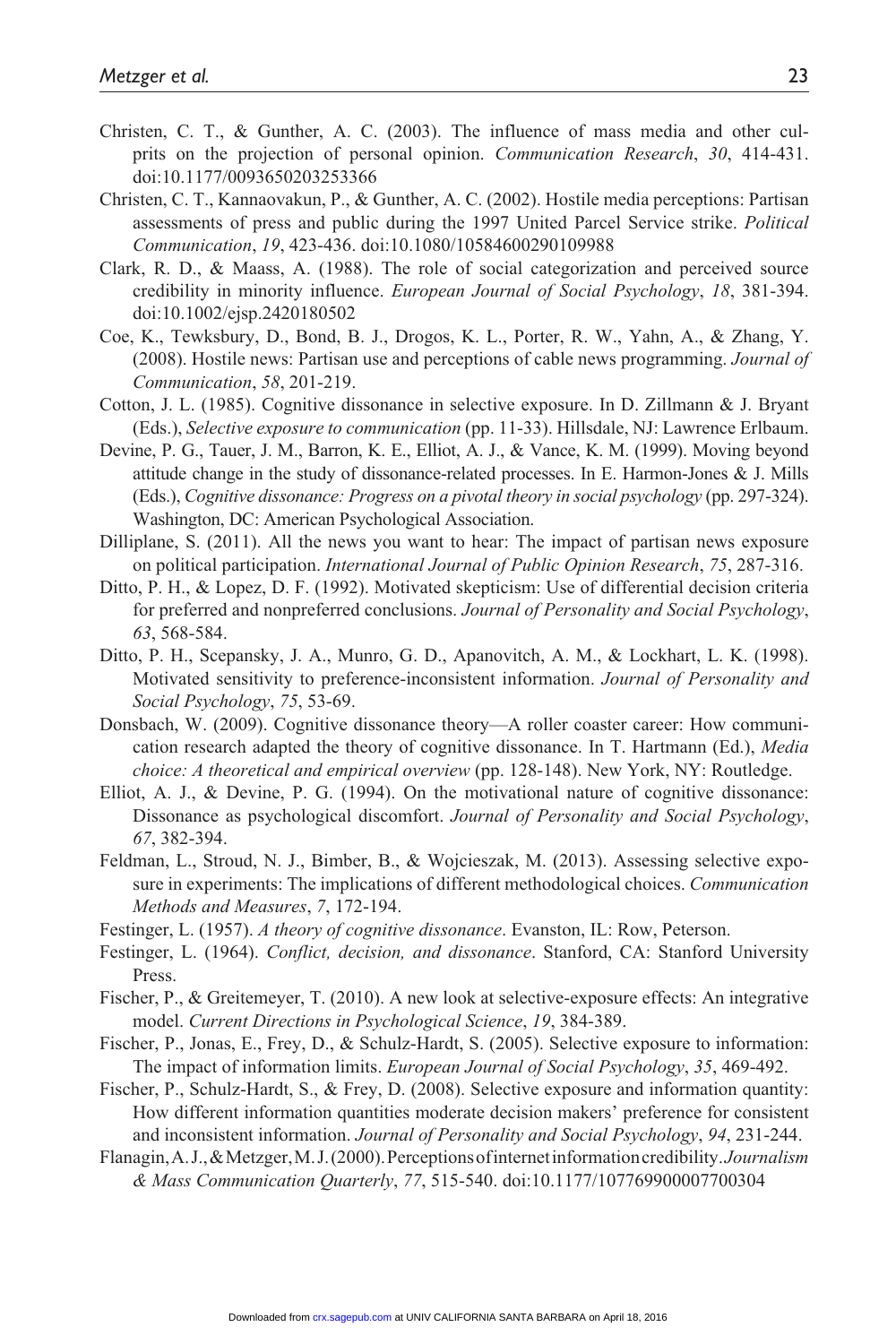Christen, C. T., & Gunther, A. C. (2003). The influence of mass media and other culprits on the projection of personal opinion. *Communication Research*, *30*, 414-431. doi:10.1177/0093650203253366

Christen, C. T., Kannaovakun, P., & Gunther, A. C. (2002). Hostile media perceptions: Partisan assessments of press and public during the 1997 United Parcel Service strike. *Political Communication*, *19*, 423-436. doi:10.1080/10584600290109988

Clark, R. D., & Maass, A. (1988). The role of social categorization and perceived source credibility in minority influence. *European Journal of Social Psychology*, *18*, 381-394. doi:10.1002/ejsp.2420180502

Coe, K., Tewksbury, D., Bond, B. J., Drogos, K. L., Porter, R. W., Yahn, A., & Zhang, Y. (2008). Hostile news: Partisan use and perceptions of cable news programming. *Journal of Communication*, *58*, 201-219.

Cotton, J. L. (1985). Cognitive dissonance in selective exposure. In D. Zillmann & J. Bryant (Eds.), *Selective exposure to communication* (pp. 11-33). Hillsdale, NJ: Lawrence Erlbaum.

Devine, P. G., Tauer, J. M., Barron, K. E., Elliot, A. J., & Vance, K. M. (1999). Moving beyond attitude change in the study of dissonance-related processes. In E. Harmon-Jones & J. Mills (Eds.), *Cognitive dissonance: Progress on a pivotal theory in social psychology* (pp. 297-324). Washington, DC: American Psychological Association.

Dilliplane, S. (2011). All the news you want to hear: The impact of partisan news exposure on political participation. *International Journal of Public Opinion Research*, *75*, 287-316.

Ditto, P. H., & Lopez, D. F. (1992). Motivated skepticism: Use of differential decision criteria for preferred and nonpreferred conclusions. *Journal of Personality and Social Psychology*, *63*, 568-584.

Ditto, P. H., Scepansky, J. A., Munro, G. D., Apanovitch, A. M., & Lockhart, L. K. (1998). Motivated sensitivity to preference-inconsistent information. *Journal of Personality and Social Psychology*, *75*, 53-69.

Donsbach, W. (2009). Cognitive dissonance theory—A roller coaster career: How communication research adapted the theory of cognitive dissonance. In T. Hartmann (Ed.), *Media choice: A theoretical and empirical overview* (pp. 128-148). New York, NY: Routledge.

Elliot, A. J., & Devine, P. G. (1994). On the motivational nature of cognitive dissonance: Dissonance as psychological discomfort. *Journal of Personality and Social Psychology*, *67*, 382-394.

Feldman, L., Stroud, N. J., Bimber, B., & Wojcieszak, M. (2013). Assessing selective exposure in experiments: The implications of different methodological choices. *Communication Methods and Measures*, *7*, 172-194.

Festinger, L. (1957). *A theory of cognitive dissonance*. Evanston, IL: Row, Peterson.

Festinger, L. (1964). *Conflict, decision, and dissonance*. Stanford, CA: Stanford University Press.

Fischer, P., & Greitemeyer, T. (2010). A new look at selective-exposure effects: An integrative model. *Current Directions in Psychological Science*, *19*, 384-389.

Fischer, P., Jonas, E., Frey, D., & Schulz-Hardt, S. (2005). Selective exposure to information: The impact of information limits. *European Journal of Social Psychology*, *35*, 469-492.

Fischer, P., Schulz-Hardt, S., & Frey, D. (2008). Selective exposure and information quantity: How different information quantities moderate decision makers' preference for consistent and inconsistent information. *Journal of Personality and Social Psychology*, *94*, 231-244.

Flanagin, A. J., & Metzger, M. J. (2000). Perceptions of internet information credibility. *Journalism & Mass Communication Quarterly*, *77*, 515-540. doi:10.1177/107769900007700304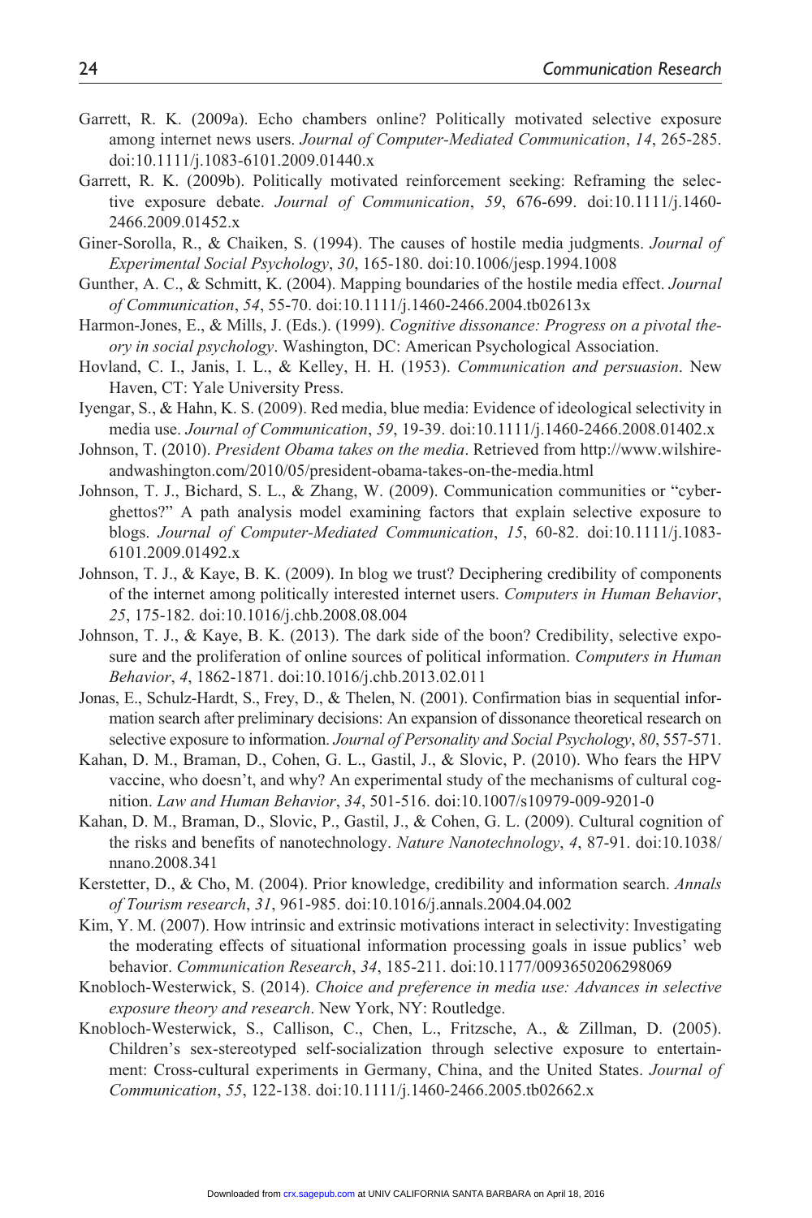Garrett, R. K. (2009a). Echo chambers online? Politically motivated selective exposure among internet news users. *Journal of Computer-Mediated Communication*, *14*, 265-285. doi:10.1111/j.1083-6101.2009.01440.x

Garrett, R. K. (2009b). Politically motivated reinforcement seeking: Reframing the selective exposure debate. *Journal of Communication*, *59*, 676-699. doi:10.1111/j.1460-2466.2009.01452.x

Giner-Sorolla, R., & Chaiken, S. (1994). The causes of hostile media judgments. *Journal of Experimental Social Psychology*, *30*, 165-180. doi:10.1006/jesp.1994.1008

Gunther, A. C., & Schmitt, K. (2004). Mapping boundaries of the hostile media effect. *Journal of Communication*, *54*, 55-70. doi:10.1111/j.1460-2466.2004.tb02613x

Harmon-Jones, E., & Mills, J. (Eds.). (1999). *Cognitive dissonance: Progress on a pivotal theory in social psychology*. Washington, DC: American Psychological Association.

Hovland, C. I., Janis, I. L., & Kelley, H. H. (1953). *Communication and persuasion*. New Haven, CT: Yale University Press.

Iyengar, S., & Hahn, K. S. (2009). Red media, blue media: Evidence of ideological selectivity in media use. *Journal of Communication*, *59*, 19-39. doi:10.1111/j.1460-2466.2008.01402.x

Johnson, T. (2010). *President Obama takes on the media*. Retrieved from http://www.wilshireandwashington.com/2010/05/president-obama-takes-on-the-media.html

Johnson, T. J., Bichard, S. L., & Zhang, W. (2009). Communication communities or "cyberghettos?" A path analysis model examining factors that explain selective exposure to blogs. *Journal of Computer-Mediated Communication*, *15*, 60-82. doi:10.1111/j.1083-6101.2009.01492.x

Johnson, T. J., & Kaye, B. K. (2009). In blog we trust? Deciphering credibility of components of the internet among politically interested internet users. *Computers in Human Behavior*, *25*, 175-182. doi:10.1016/j.chb.2008.08.004

Johnson, T. J., & Kaye, B. K. (2013). The dark side of the boon? Credibility, selective exposure and the proliferation of online sources of political information. *Computers in Human Behavior*, *4*, 1862-1871. doi:10.1016/j.chb.2013.02.011

Jonas, E., Schulz-Hardt, S., Frey, D., & Thelen, N. (2001). Confirmation bias in sequential information search after preliminary decisions: An expansion of dissonance theoretical research on selective exposure to information. *Journal of Personality and Social Psychology*, *80*, 557-571.

Kahan, D. M., Braman, D., Cohen, G. L., Gastil, J., & Slovic, P. (2010). Who fears the HPV vaccine, who doesn't, and why? An experimental study of the mechanisms of cultural cognition. *Law and Human Behavior*, *34*, 501-516. doi:10.1007/s10979-009-9201-0

Kahan, D. M., Braman, D., Slovic, P., Gastil, J., & Cohen, G. L. (2009). Cultural cognition of the risks and benefits of nanotechnology. *Nature Nanotechnology*, *4*, 87-91. doi:10.1038/nnano.2008.341

Kerstetter, D., & Cho, M. (2004). Prior knowledge, credibility and information search. *Annals of Tourism research*, *31*, 961-985. doi:10.1016/j.annals.2004.04.002

Kim, Y. M. (2007). How intrinsic and extrinsic motivations interact in selectivity: Investigating the moderating effects of situational information processing goals in issue publics' web behavior. *Communication Research*, *34*, 185-211. doi:10.1177/0093650206298069

Knobloch-Westerwick, S. (2014). *Choice and preference in media use: Advances in selective exposure theory and research*. New York, NY: Routledge.

Knobloch-Westerwick, S., Callison, C., Chen, L., Fritzsche, A., & Zillman, D. (2005). Children's sex-stereotyped self-socialization through selective exposure to entertainment: Cross-cultural experiments in Germany, China, and the United States. *Journal of Communication*, *55*, 122-138. doi:10.1111/j.1460-2466.2005.tb02662.x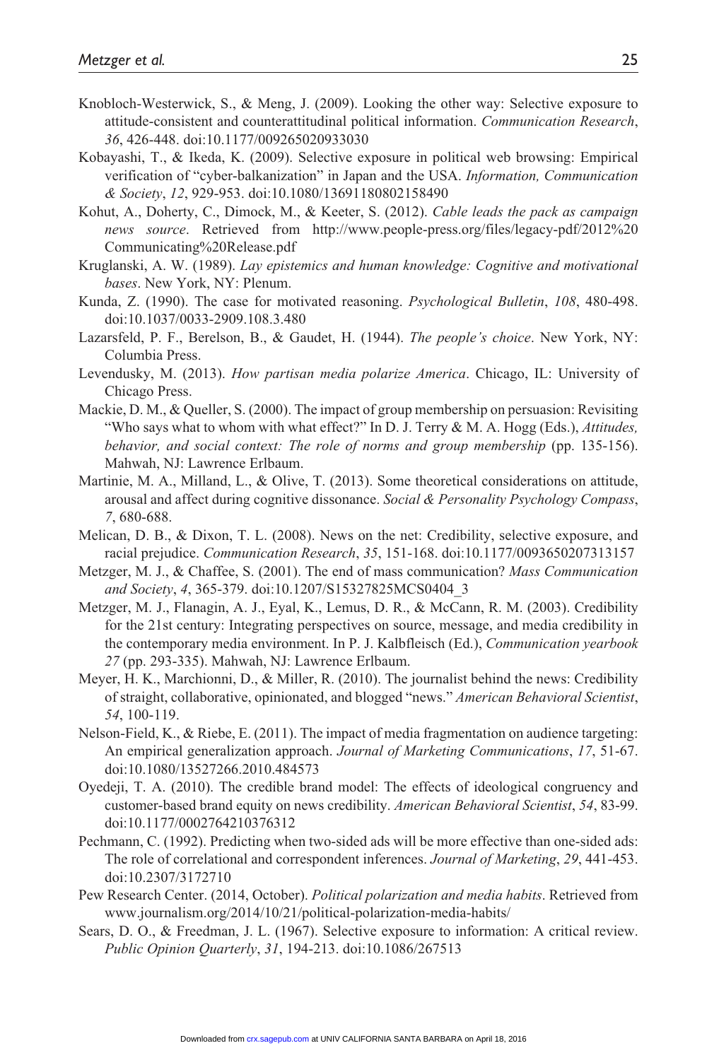Knobloch-Westerwick, S., & Meng, J. (2009). Looking the other way: Selective exposure to attitude-consistent and counterattitudinal political information. *Communication Research*, *36*, 426-448. doi:10.1177/009265020933030

Kobayashi, T., & Ikeda, K. (2009). Selective exposure in political web browsing: Empirical verification of "cyber-balkanization" in Japan and the USA. *Information, Communication & Society*, *12*, 929-953. doi:10.1080/13691180802158490

Kohut, A., Doherty, C., Dimock, M., & Keeter, S. (2012). *Cable leads the pack as campaign news source*. Retrieved from http://www.people-press.org/files/legacy-pdf/2012%20Communicating%20Release.pdf

Kruglanski, A. W. (1989). *Lay epistemics and human knowledge: Cognitive and motivational bases*. New York, NY: Plenum.

Kunda, Z. (1990). The case for motivated reasoning. *Psychological Bulletin*, *108*, 480-498. doi:10.1037/0033-2909.108.3.480

Lazarsfeld, P. F., Berelson, B., & Gaudet, H. (1944). *The people's choice*. New York, NY: Columbia Press.

Levendusky, M. (2013). *How partisan media polarize America*. Chicago, IL: University of Chicago Press.

Mackie, D. M., & Queller, S. (2000). The impact of group membership on persuasion: Revisiting "Who says what to whom with what effect?" In D. J. Terry & M. A. Hogg (Eds.), *Attitudes, behavior, and social context: The role of norms and group membership* (pp. 135-156). Mahwah, NJ: Lawrence Erlbaum.

Martinie, M. A., Milland, L., & Olive, T. (2013). Some theoretical considerations on attitude, arousal and affect during cognitive dissonance. *Social & Personality Psychology Compass*, *7*, 680-688.

Melican, D. B., & Dixon, T. L. (2008). News on the net: Credibility, selective exposure, and racial prejudice. *Communication Research*, *35*, 151-168. doi:10.1177/0093650207313157

Metzger, M. J., & Chaffee, S. (2001). The end of mass communication? *Mass Communication and Society*, *4*, 365-379. doi:10.1207/S15327825MCS0404_3

Metzger, M. J., Flanagin, A. J., Eyal, K., Lemus, D. R., & McCann, R. M. (2003). Credibility for the 21st century: Integrating perspectives on source, message, and media credibility in the contemporary media environment. In P. J. Kalbfleisch (Ed.), *Communication yearbook 27* (pp. 293-335). Mahwah, NJ: Lawrence Erlbaum.

Meyer, H. K., Marchionni, D., & Miller, R. (2010). The journalist behind the news: Credibility of straight, collaborative, opinionated, and blogged "news." *American Behavioral Scientist*, *54*, 100-119.

Nelson-Field, K., & Riebe, E. (2011). The impact of media fragmentation on audience targeting: An empirical generalization approach. *Journal of Marketing Communications*, *17*, 51-67. doi:10.1080/13527266.2010.484573

Oyedeji, T. A. (2010). The credible brand model: The effects of ideological congruency and customer-based brand equity on news credibility. *American Behavioral Scientist*, *54*, 83-99. doi:10.1177/0002764210376312

Pechmann, C. (1992). Predicting when two-sided ads will be more effective than one-sided ads: The role of correlational and correspondent inferences. *Journal of Marketing*, *29*, 441-453. doi:10.2307/3172710

Pew Research Center. (2014, October). *Political polarization and media habits*. Retrieved from www.journalism.org/2014/10/21/political-polarization-media-habits/

Sears, D. O., & Freedman, J. L. (1967). Selective exposure to information: A critical review. *Public Opinion Quarterly*, *31*, 194-213. doi:10.1086/267513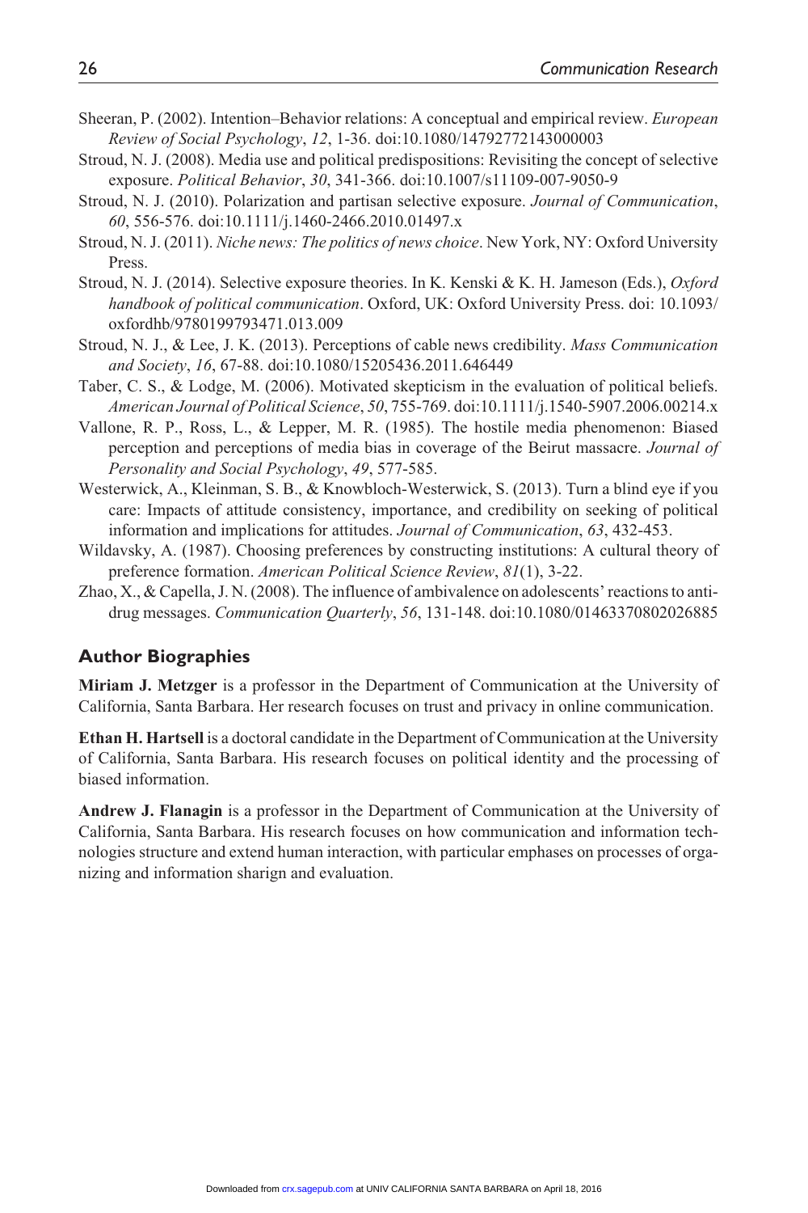Sheeran, P. (2002). Intention–Behavior relations: A conceptual and empirical review. *European Review of Social Psychology*, *12*, 1-36. doi:10.1080/14792772143000003

Stroud, N. J. (2008). Media use and political predispositions: Revisiting the concept of selective exposure. *Political Behavior*, *30*, 341-366. doi:10.1007/s11109-007-9050-9

Stroud, N. J. (2010). Polarization and partisan selective exposure. *Journal of Communication*, *60*, 556-576. doi:10.1111/j.1460-2466.2010.01497.x

Stroud, N. J. (2011). *Niche news: The politics of news choice*. New York, NY: Oxford University Press.

Stroud, N. J. (2014). Selective exposure theories. In K. Kenski & K. H. Jameson (Eds.), *Oxford handbook of political communication*. Oxford, UK: Oxford University Press. doi: 10.1093/oxfordhb/9780199793471.013.009

Stroud, N. J., & Lee, J. K. (2013). Perceptions of cable news credibility. *Mass Communication and Society*, *16*, 67-88. doi:10.1080/15205436.2011.646449

Taber, C. S., & Lodge, M. (2006). Motivated skepticism in the evaluation of political beliefs. *American Journal of Political Science*, *50*, 755-769. doi:10.1111/j.1540-5907.2006.00214.x

Vallone, R. P., Ross, L., & Lepper, M. R. (1985). The hostile media phenomenon: Biased perception and perceptions of media bias in coverage of the Beirut massacre. *Journal of Personality and Social Psychology*, *49*, 577-585.

Westerwick, A., Kleinman, S. B., & Knowbloch-Westerwick, S. (2013). Turn a blind eye if you care: Impacts of attitude consistency, importance, and credibility on seeking of political information and implications for attitudes. *Journal of Communication*, *63*, 432-453.

Wildavsky, A. (1987). Choosing preferences by constructing institutions: A cultural theory of preference formation. *American Political Science Review*, *81*(1), 3-22.

Zhao, X., & Capella, J. N. (2008). The influence of ambivalence on adolescents' reactions to anti-drug messages. *Communication Quarterly*, *56*, 131-148. doi:10.1080/01463370802026885

## Author Biographies

**Miriam J. Metzger** is a professor in the Department of Communication at the University of California, Santa Barbara. Her research focuses on trust and privacy in online communication.

**Ethan H. Hartsell** is a doctoral candidate in the Department of Communication at the University of California, Santa Barbara. His research focuses on political identity and the processing of biased information.

**Andrew J. Flanagin** is a professor in the Department of Communication at the University of California, Santa Barbara. His research focuses on how communication and information technologies structure and extend human interaction, with particular emphases on processes of organizing and information sharign and evaluation.